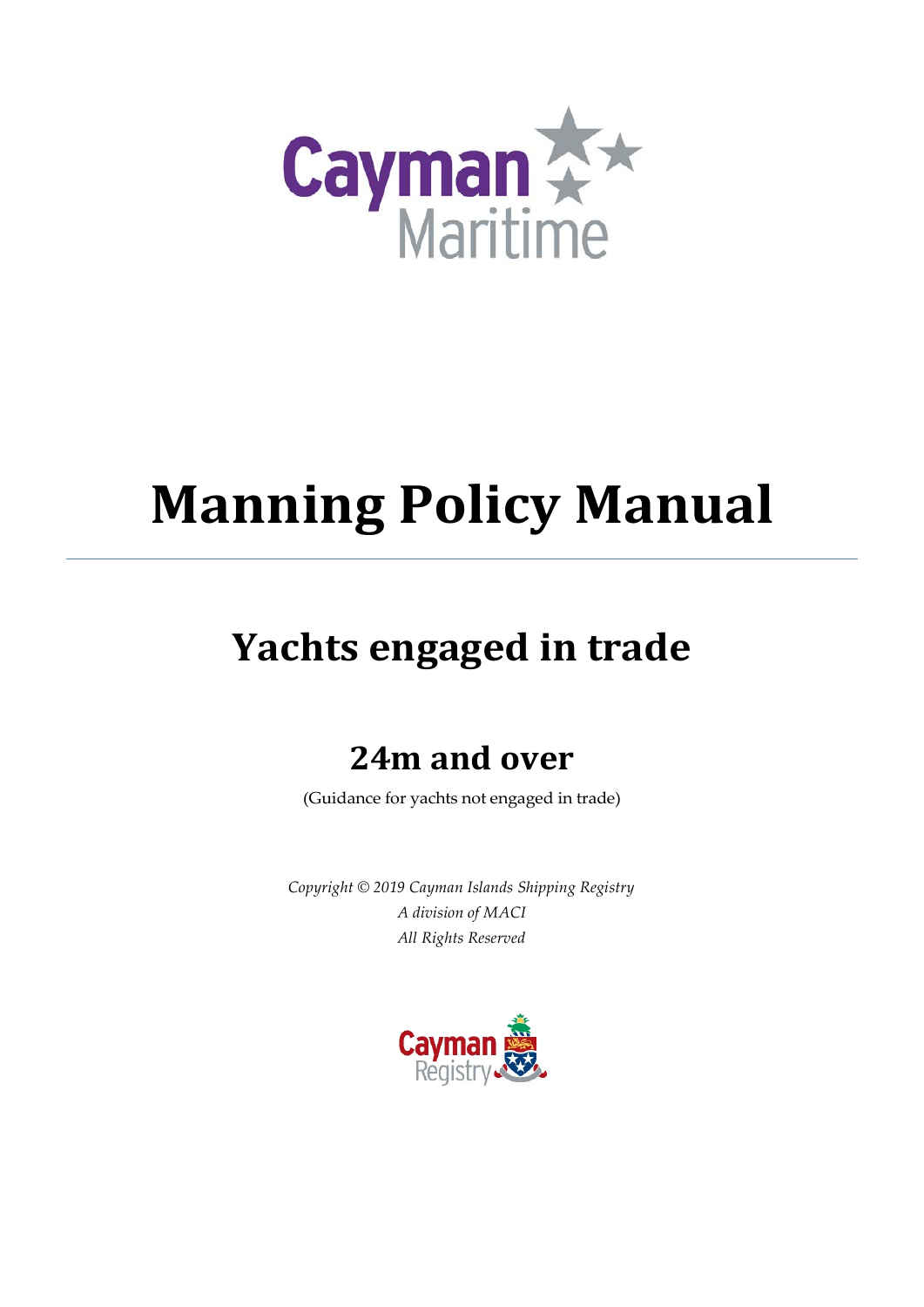# Manning Policy Manual

## Yachts engaged in trade

### 24m and over

(Guidance for yachts not engaged in trade)

*Copyright © 2019 Cayman Islands Shipping Registry*
*A division of MACI*
*All Rights Reserved*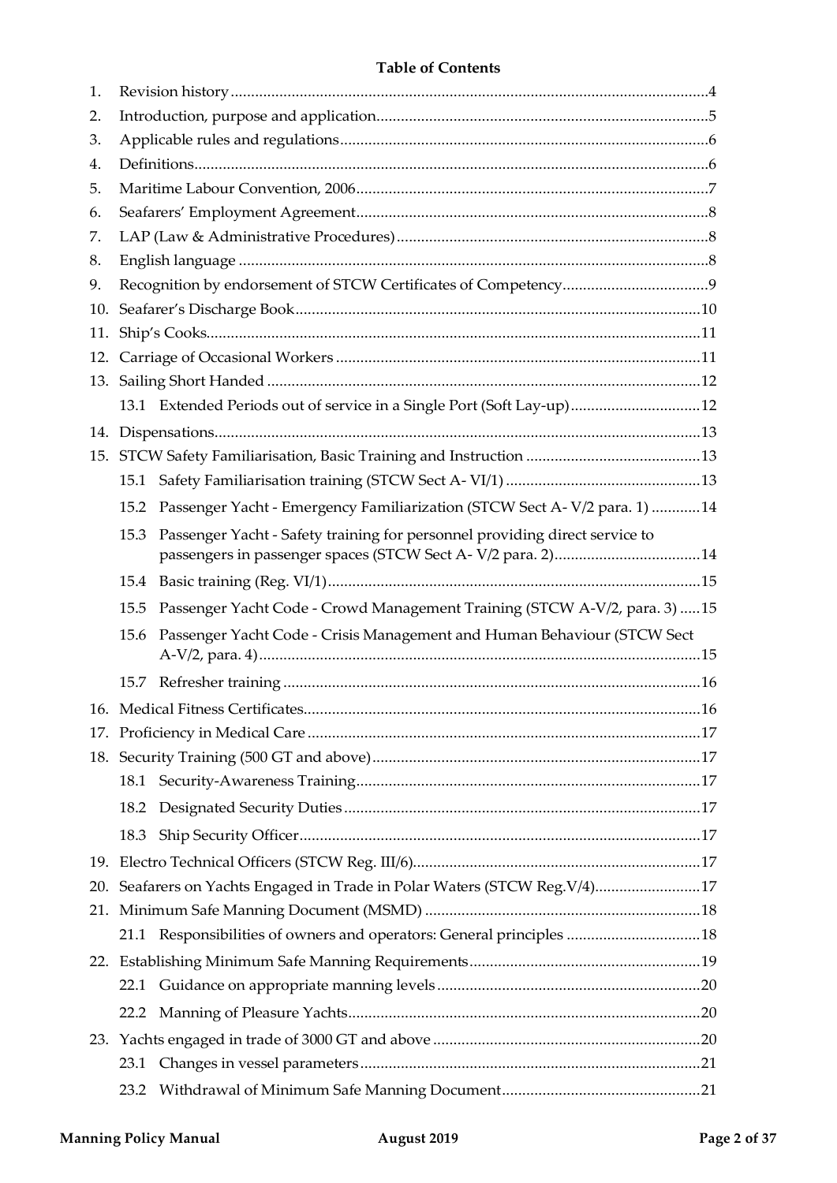**Table of Contents**

1. Revision history ..... 4
2. Introduction, purpose and application ..... 5
3. Applicable rules and regulations ..... 6
4. Definitions ..... 6
5. Maritime Labour Convention, 2006 ..... 7
6. Seafarers' Employment Agreement ..... 8
7. LAP (Law & Administrative Procedures) ..... 8
8. English language ..... 8
9. Recognition by endorsement of STCW Certificates of Competency ..... 9
10. Seafarer's Discharge Book ..... 10
11. Ship's Cooks ..... 11
12. Carriage of Occasional Workers ..... 11
13. Sailing Short Handed ..... 12
    - 13.1 Extended Periods out of service in a Single Port (Soft Lay-up) ..... 12
14. Dispensations ..... 13
15. STCW Safety Familiarisation, Basic Training and Instruction ..... 13
    - 15.1 Safety Familiarisation training (STCW Sect A- VI/1) ..... 13
    - 15.2 Passenger Yacht - Emergency Familiarization (STCW Sect A- V/2 para. 1) ..... 14
    - 15.3 Passenger Yacht - Safety training for personnel providing direct service to passengers in passenger spaces (STCW Sect A- V/2 para. 2) ..... 14
    - 15.4 Basic training (Reg. VI/1) ..... 15
    - 15.5 Passenger Yacht Code - Crowd Management Training (STCW A-V/2, para. 3) ..... 15
    - 15.6 Passenger Yacht Code - Crisis Management and Human Behaviour (STCW Sect A-V/2, para. 4) ..... 15
    - 15.7 Refresher training ..... 16
16. Medical Fitness Certificates ..... 16
17. Proficiency in Medical Care ..... 17
18. Security Training (500 GT and above) ..... 17
    - 18.1 Security-Awareness Training ..... 17
    - 18.2 Designated Security Duties ..... 17
    - 18.3 Ship Security Officer ..... 17
19. Electro Technical Officers (STCW Reg. III/6) ..... 17
20. Seafarers on Yachts Engaged in Trade in Polar Waters (STCW Reg.V/4) ..... 17
21. Minimum Safe Manning Document (MSMD) ..... 18
    - 21.1 Responsibilities of owners and operators: General principles ..... 18
22. Establishing Minimum Safe Manning Requirements ..... 19
    - 22.1 Guidance on appropriate manning levels ..... 20
    - 22.2 Manning of Pleasure Yachts ..... 20
23. Yachts engaged in trade of 3000 GT and above ..... 20
    - 23.1 Changes in vessel parameters ..... 21
    - 23.2 Withdrawal of Minimum Safe Manning Document ..... 21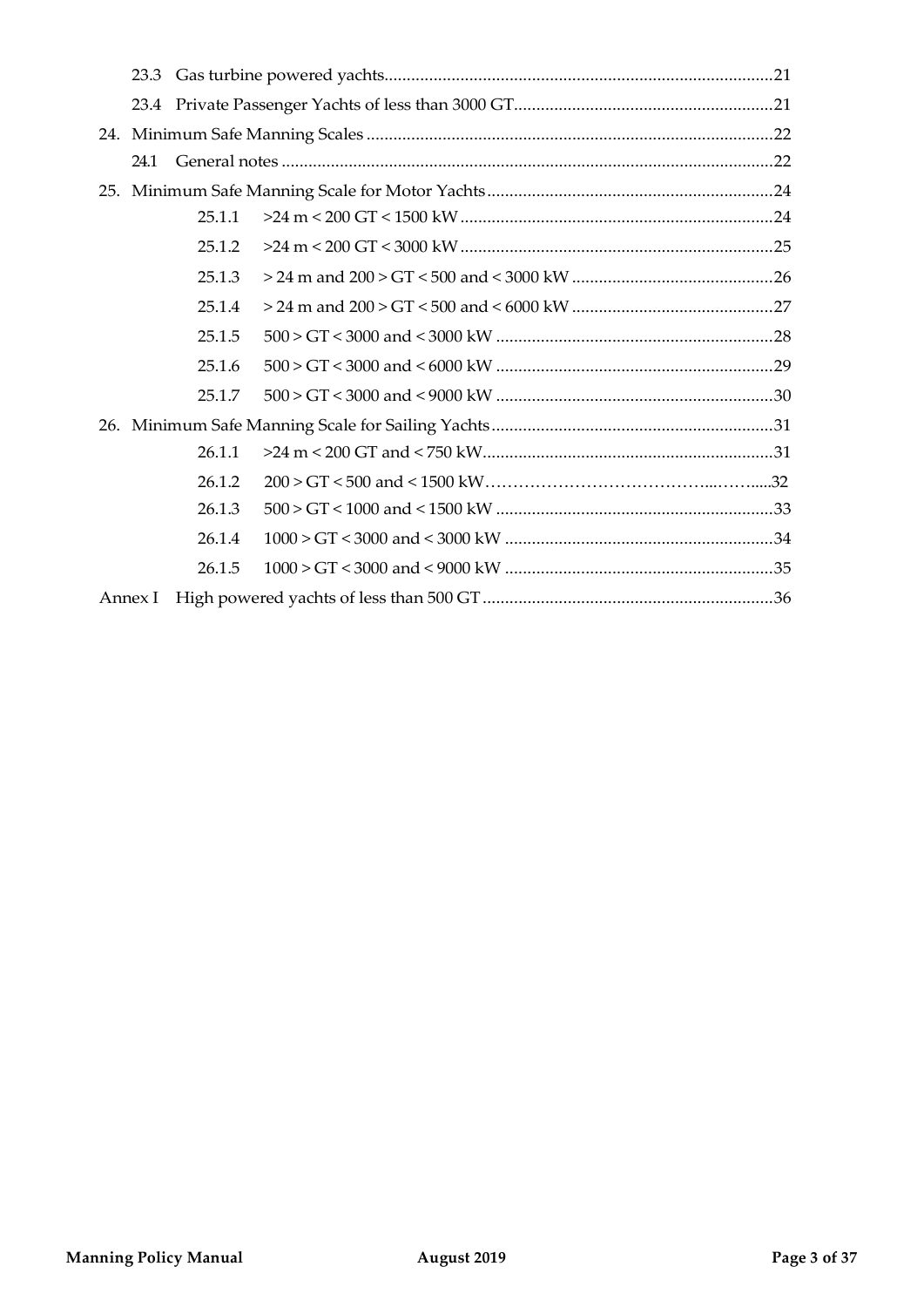- 23.3 Gas turbine powered yachts.......................................................................................21
- 23.4 Private Passenger Yachts of less than 3000 GT..........................................................21

24. Minimum Safe Manning Scales ...........................................................................................22
    - 24.1 General notes ..............................................................................................................22

25. Minimum Safe Manning Scale for Motor Yachts.................................................................24
    - 25.1.1 >24 m < 200 GT < 1500 kW ......................................................................24
    - 25.1.2 >24 m < 200 GT < 3000 kW ......................................................................25
    - 25.1.3 > 24 m and 200 > GT < 500 and < 3000 kW .............................................26
    - 25.1.4 > 24 m and 200 > GT < 500 and < 6000 kW .............................................27
    - 25.1.5 500 > GT < 3000 and < 3000 kW ..............................................................28
    - 25.1.6 500 > GT < 3000 and < 6000 kW ..............................................................29
    - 25.1.7 500 > GT < 3000 and < 9000 kW ..............................................................30

26. Minimum Safe Manning Scale for Sailing Yachts...............................................................31
    - 26.1.1 >24 m < 200 GT and < 750 kW.................................................................31
    - 26.1.2 200 > GT < 500 and < 1500 kW……………………………………...……....32
    - 26.1.3 500 > GT < 1000 and < 1500 kW ..............................................................33
    - 26.1.4 1000 > GT < 3000 and < 3000 kW ............................................................34
    - 26.1.5 1000 > GT < 3000 and < 9000 kW ............................................................35

Annex I High powered yachts of less than 500 GT .................................................................36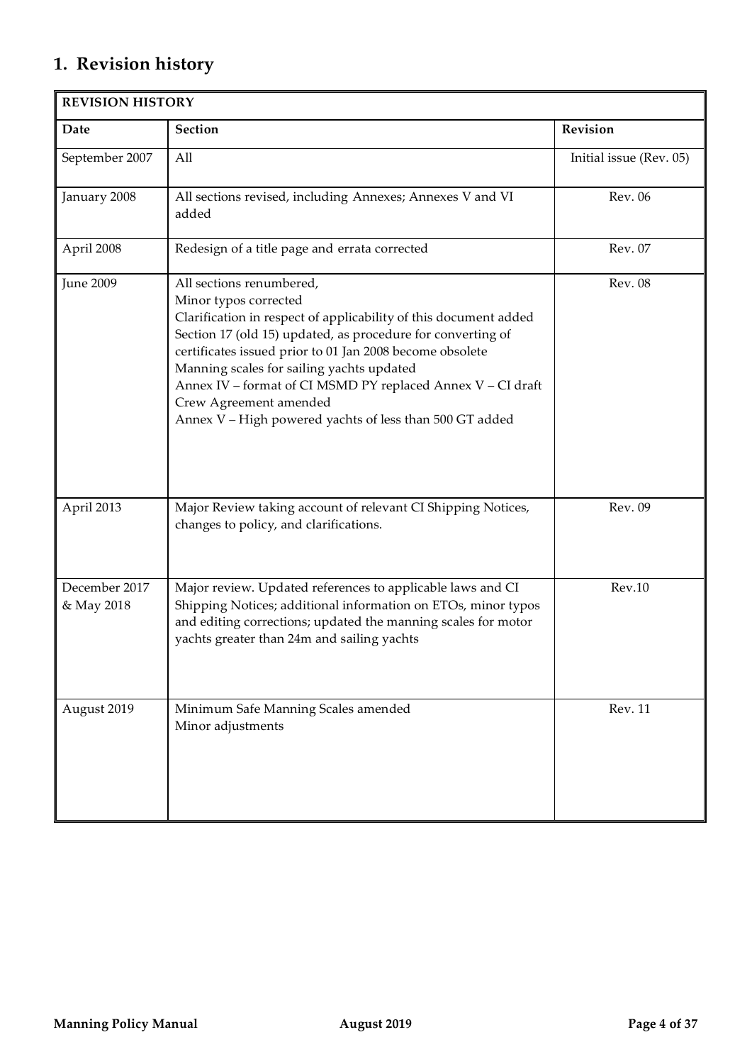# 1. Revision history

| REVISION HISTORY | | |
|---|---|---|
| **Date** | **Section** | **Revision** |
| September 2007 | All | Initial issue (Rev. 05) |
| January 2008 | All sections revised, including Annexes; Annexes V and VI added | Rev. 06 |
| April 2008 | Redesign of a title page and errata corrected | Rev. 07 |
| June 2009 | All sections renumbered,<br>Minor typos corrected<br>Clarification in respect of applicability of this document added<br>Section 17 (old 15) updated, as procedure for converting of certificates issued prior to 01 Jan 2008 become obsolete<br>Manning scales for sailing yachts updated<br>Annex IV – format of CI MSMD PY replaced Annex V – CI draft Crew Agreement amended<br>Annex V – High powered yachts of less than 500 GT added | Rev. 08 |
| April 2013 | Major Review taking account of relevant CI Shipping Notices, changes to policy, and clarifications. | Rev. 09 |
| December 2017 & May 2018 | Major review. Updated references to applicable laws and CI Shipping Notices; additional information on ETOs, minor typos and editing corrections; updated the manning scales for motor yachts greater than 24m and sailing yachts | Rev.10 |
| August 2019 | Minimum Safe Manning Scales amended<br>Minor adjustments | Rev. 11 |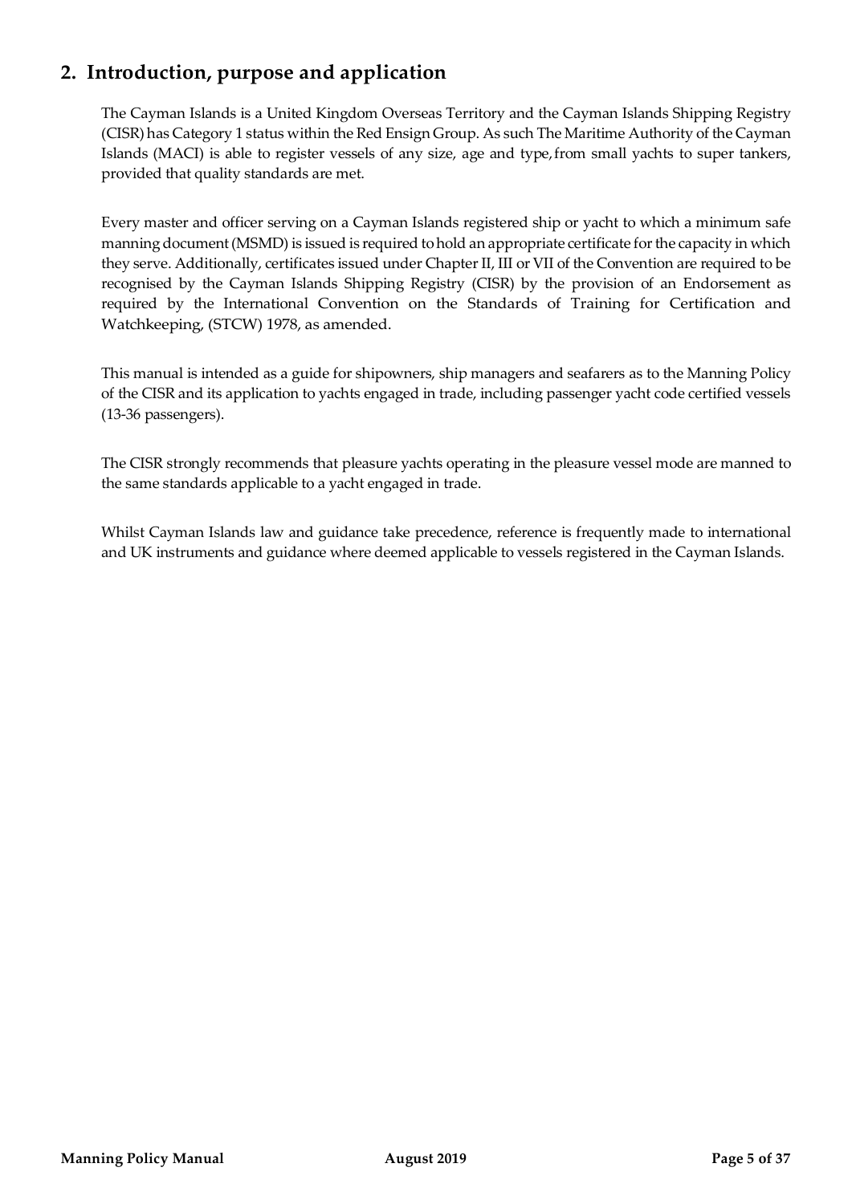## 2. Introduction, purpose and application

The Cayman Islands is a United Kingdom Overseas Territory and the Cayman Islands Shipping Registry (CISR) has Category 1 status within the Red Ensign Group. As such The Maritime Authority of the Cayman Islands (MACI) is able to register vessels of any size, age and type, from small yachts to super tankers, provided that quality standards are met.

Every master and officer serving on a Cayman Islands registered ship or yacht to which a minimum safe manning document (MSMD) is issued is required to hold an appropriate certificate for the capacity in which they serve. Additionally, certificates issued under Chapter II, III or VII of the Convention are required to be recognised by the Cayman Islands Shipping Registry (CISR) by the provision of an Endorsement as required by the International Convention on the Standards of Training for Certification and Watchkeeping, (STCW) 1978, as amended.

This manual is intended as a guide for shipowners, ship managers and seafarers as to the Manning Policy of the CISR and its application to yachts engaged in trade, including passenger yacht code certified vessels (13-36 passengers).

The CISR strongly recommends that pleasure yachts operating in the pleasure vessel mode are manned to the same standards applicable to a yacht engaged in trade.

Whilst Cayman Islands law and guidance take precedence, reference is frequently made to international and UK instruments and guidance where deemed applicable to vessels registered in the Cayman Islands.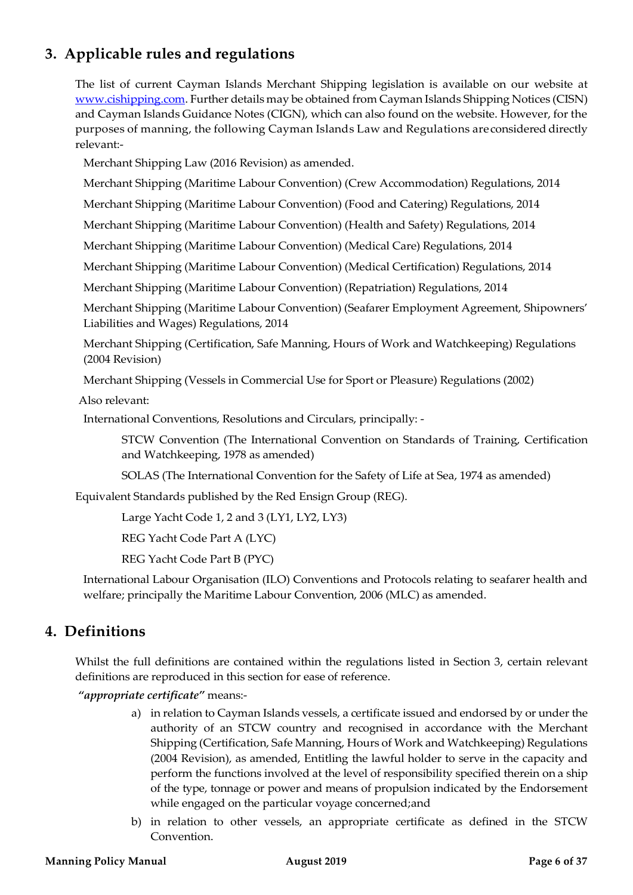## 3. Applicable rules and regulations

The list of current Cayman Islands Merchant Shipping legislation is available on our website at www.cishipping.com. Further details may be obtained from Cayman Islands Shipping Notices (CISN) and Cayman Islands Guidance Notes (CIGN), which can also found on the website. However, for the purposes of manning, the following Cayman Islands Law and Regulations are considered directly relevant:-

Merchant Shipping Law (2016 Revision) as amended.

Merchant Shipping (Maritime Labour Convention) (Crew Accommodation) Regulations, 2014

Merchant Shipping (Maritime Labour Convention) (Food and Catering) Regulations, 2014

Merchant Shipping (Maritime Labour Convention) (Health and Safety) Regulations, 2014

Merchant Shipping (Maritime Labour Convention) (Medical Care) Regulations, 2014

Merchant Shipping (Maritime Labour Convention) (Medical Certification) Regulations, 2014

Merchant Shipping (Maritime Labour Convention) (Repatriation) Regulations, 2014

Merchant Shipping (Maritime Labour Convention) (Seafarer Employment Agreement, Shipowners' Liabilities and Wages) Regulations, 2014

Merchant Shipping (Certification, Safe Manning, Hours of Work and Watchkeeping) Regulations (2004 Revision)

Merchant Shipping (Vessels in Commercial Use for Sport or Pleasure) Regulations (2002)

Also relevant:

International Conventions, Resolutions and Circulars, principally: -

STCW Convention (The International Convention on Standards of Training, Certification and Watchkeeping, 1978 as amended)

SOLAS (The International Convention for the Safety of Life at Sea, 1974 as amended)

Equivalent Standards published by the Red Ensign Group (REG).

Large Yacht Code 1, 2 and 3 (LY1, LY2, LY3)

REG Yacht Code Part A (LYC)

REG Yacht Code Part B (PYC)

International Labour Organisation (ILO) Conventions and Protocols relating to seafarer health and welfare; principally the Maritime Labour Convention, 2006 (MLC) as amended.

## 4. Definitions

Whilst the full definitions are contained within the regulations listed in Section 3, certain relevant definitions are reproduced in this section for ease of reference.

"***appropriate certificate***" means:-

a) in relation to Cayman Islands vessels, a certificate issued and endorsed by or under the authority of an STCW country and recognised in accordance with the Merchant Shipping (Certification, Safe Manning, Hours of Work and Watchkeeping) Regulations (2004 Revision), as amended, Entitling the lawful holder to serve in the capacity and perform the functions involved at the level of responsibility specified therein on a ship of the type, tonnage or power and means of propulsion indicated by the Endorsement while engaged on the particular voyage concerned;and

b) in relation to other vessels, an appropriate certificate as defined in the STCW Convention.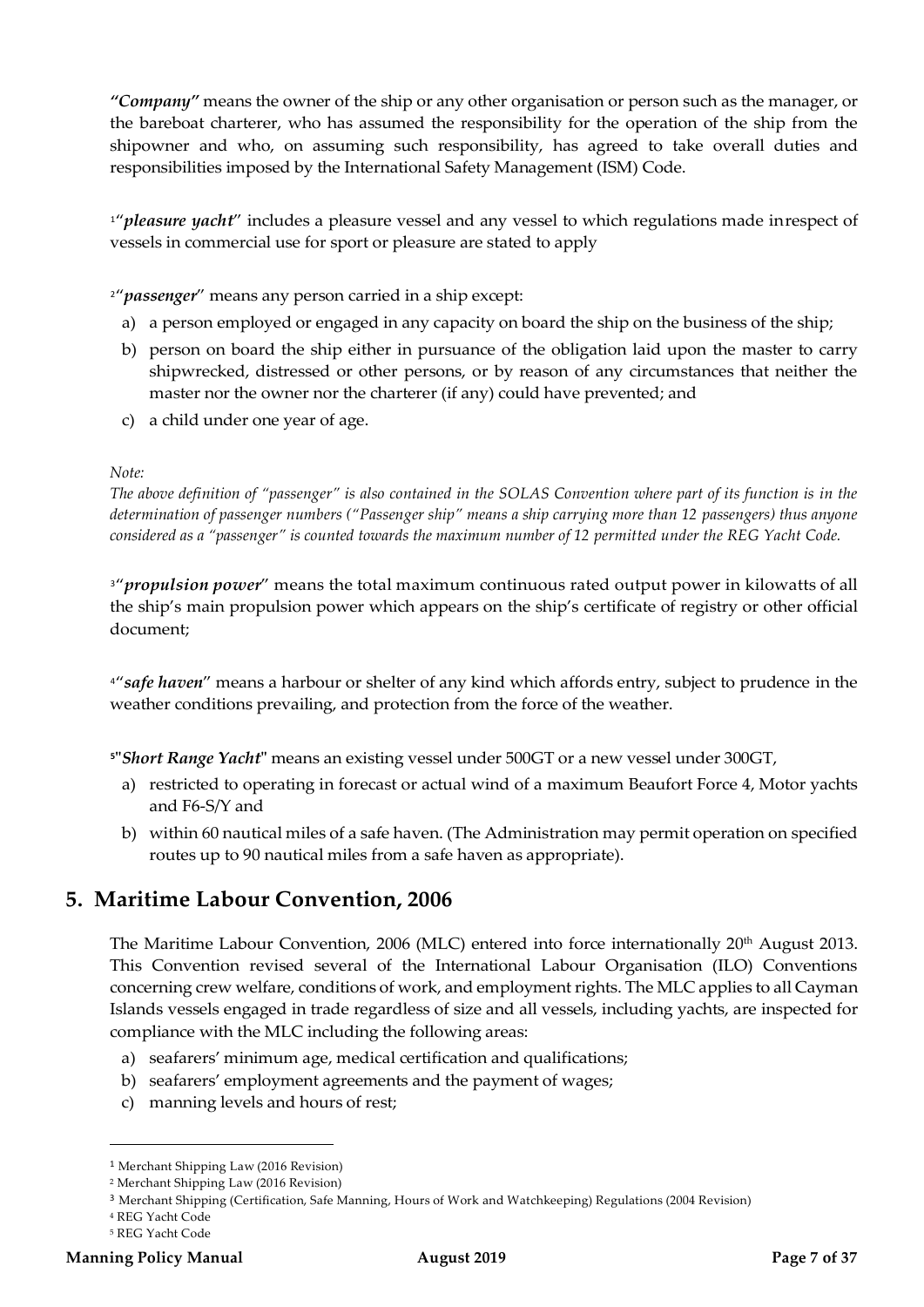***"Company"*** means the owner of the ship or any other organisation or person such as the manager, or the bareboat charterer, who has assumed the responsibility for the operation of the ship from the shipowner and who, on assuming such responsibility, has agreed to take overall duties and responsibilities imposed by the International Safety Management (ISM) Code.

[1]"***pleasure yacht***" includes a pleasure vessel and any vessel to which regulations made inrespect of vessels in commercial use for sport or pleasure are stated to apply

[2]"***passenger***" means any person carried in a ship except:

a) a person employed or engaged in any capacity on board the ship on the business of the ship;
b) person on board the ship either in pursuance of the obligation laid upon the master to carry shipwrecked, distressed or other persons, or by reason of any circumstances that neither the master nor the owner nor the charterer (if any) could have prevented; and
c) a child under one year of age.

*Note:*

*The above definition of "passenger" is also contained in the SOLAS Convention where part of its function is in the determination of passenger numbers ("Passenger ship" means a ship carrying more than 12 passengers) thus anyone considered as a "passenger" is counted towards the maximum number of 12 permitted under the REG Yacht Code.*

[3]"***propulsion power***" means the total maximum continuous rated output power in kilowatts of all the ship's main propulsion power which appears on the ship's certificate of registry or other official document;

[4]"***safe haven***" means a harbour or shelter of any kind which affords entry, subject to prudence in the weather conditions prevailing, and protection from the force of the weather.

[5]"***Short Range Yacht***" means an existing vessel under 500GT or a new vessel under 300GT,

a) restricted to operating in forecast or actual wind of a maximum Beaufort Force 4, Motor yachts and F6-S/Y and
b) within 60 nautical miles of a safe haven. (The Administration may permit operation on specified routes up to 90 nautical miles from a safe haven as appropriate).

## 5. Maritime Labour Convention, 2006

The Maritime Labour Convention, 2006 (MLC) entered into force internationally 20th August 2013. This Convention revised several of the International Labour Organisation (ILO) Conventions concerning crew welfare, conditions of work, and employment rights. The MLC applies to all Cayman Islands vessels engaged in trade regardless of size and all vessels, including yachts, are inspected for compliance with the MLC including the following areas:

a) seafarers' minimum age, medical certification and qualifications;
b) seafarers' employment agreements and the payment of wages;
c) manning levels and hours of rest;

---

[1] Merchant Shipping Law (2016 Revision)

[2] Merchant Shipping Law (2016 Revision)

[3] Merchant Shipping (Certification, Safe Manning, Hours of Work and Watchkeeping) Regulations (2004 Revision)

[4] REG Yacht Code

[5] REG Yacht Code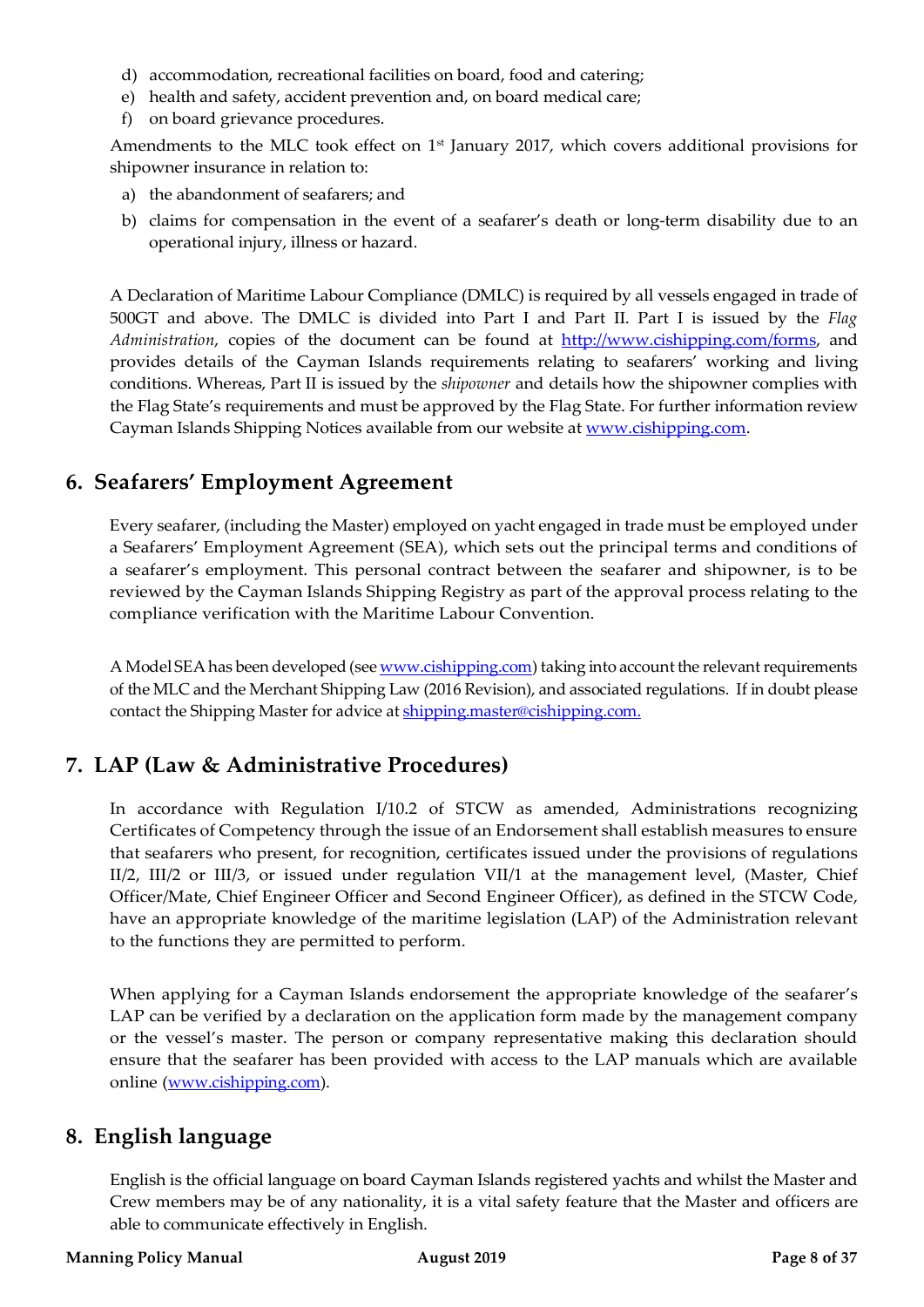d) accommodation, recreational facilities on board, food and catering;
e) health and safety, accident prevention and, on board medical care;
f) on board grievance procedures.

Amendments to the MLC took effect on 1st January 2017, which covers additional provisions for shipowner insurance in relation to:

a) the abandonment of seafarers; and
b) claims for compensation in the event of a seafarer's death or long-term disability due to an operational injury, illness or hazard.

A Declaration of Maritime Labour Compliance (DMLC) is required by all vessels engaged in trade of 500GT and above. The DMLC is divided into Part I and Part II. Part I is issued by the *Flag Administration*, copies of the document can be found at http://www.cishipping.com/forms, and provides details of the Cayman Islands requirements relating to seafarers' working and living conditions. Whereas, Part II is issued by the *shipowner* and details how the shipowner complies with the Flag State's requirements and must be approved by the Flag State. For further information review Cayman Islands Shipping Notices available from our website at www.cishipping.com.

## 6. Seafarers' Employment Agreement

Every seafarer, (including the Master) employed on yacht engaged in trade must be employed under a Seafarers' Employment Agreement (SEA), which sets out the principal terms and conditions of a seafarer's employment. This personal contract between the seafarer and shipowner, is to be reviewed by the Cayman Islands Shipping Registry as part of the approval process relating to the compliance verification with the Maritime Labour Convention.

A Model SEA has been developed (see www.cishipping.com) taking into account the relevant requirements of the MLC and the Merchant Shipping Law (2016 Revision), and associated regulations. If in doubt please contact the Shipping Master for advice at shipping.master@cishipping.com.

## 7. LAP (Law & Administrative Procedures)

In accordance with Regulation I/10.2 of STCW as amended, Administrations recognizing Certificates of Competency through the issue of an Endorsement shall establish measures to ensure that seafarers who present, for recognition, certificates issued under the provisions of regulations II/2, III/2 or III/3, or issued under regulation VII/1 at the management level, (Master, Chief Officer/Mate, Chief Engineer Officer and Second Engineer Officer), as defined in the STCW Code, have an appropriate knowledge of the maritime legislation (LAP) of the Administration relevant to the functions they are permitted to perform.

When applying for a Cayman Islands endorsement the appropriate knowledge of the seafarer's LAP can be verified by a declaration on the application form made by the management company or the vessel's master. The person or company representative making this declaration should ensure that the seafarer has been provided with access to the LAP manuals which are available online (www.cishipping.com).

## 8. English language

English is the official language on board Cayman Islands registered yachts and whilst the Master and Crew members may be of any nationality, it is a vital safety feature that the Master and officers are able to communicate effectively in English.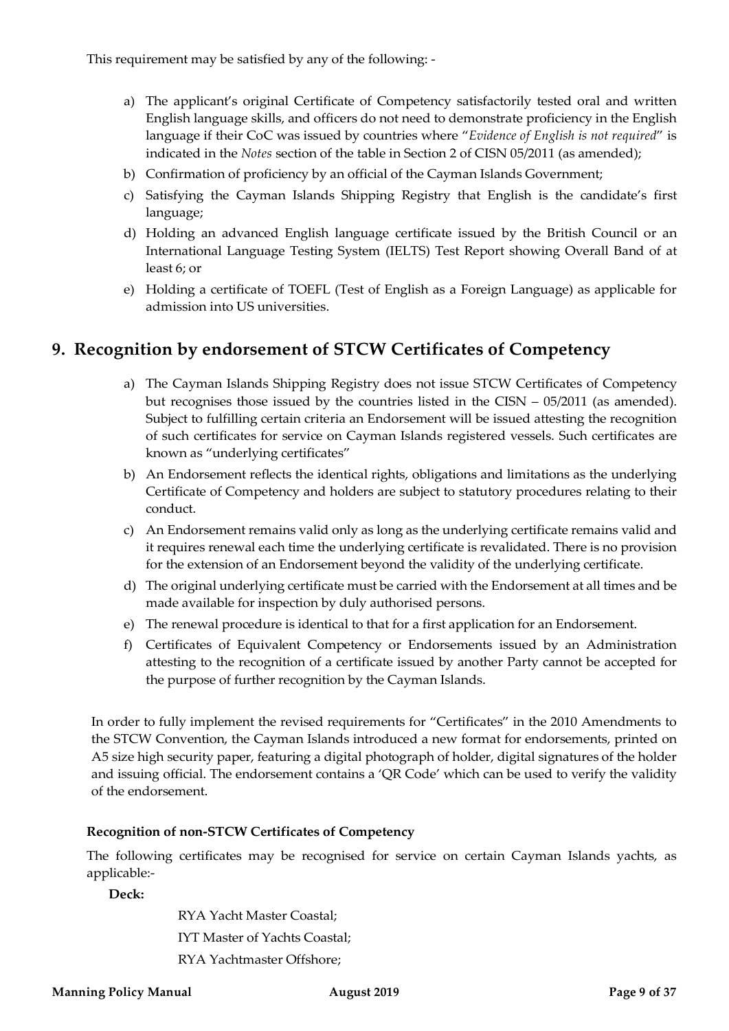This requirement may be satisfied by any of the following: -

a) The applicant's original Certificate of Competency satisfactorily tested oral and written English language skills, and officers do not need to demonstrate proficiency in the English language if their CoC was issued by countries where "*Evidence of English is not required*" is indicated in the *Notes* section of the table in Section 2 of CISN 05/2011 (as amended);
b) Confirmation of proficiency by an official of the Cayman Islands Government;
c) Satisfying the Cayman Islands Shipping Registry that English is the candidate's first language;
d) Holding an advanced English language certificate issued by the British Council or an International Language Testing System (IELTS) Test Report showing Overall Band of at least 6; or
e) Holding a certificate of TOEFL (Test of English as a Foreign Language) as applicable for admission into US universities.

## 9. Recognition by endorsement of STCW Certificates of Competency

a) The Cayman Islands Shipping Registry does not issue STCW Certificates of Competency but recognises those issued by the countries listed in the CISN – 05/2011 (as amended). Subject to fulfilling certain criteria an Endorsement will be issued attesting the recognition of such certificates for service on Cayman Islands registered vessels. Such certificates are known as "underlying certificates"
b) An Endorsement reflects the identical rights, obligations and limitations as the underlying Certificate of Competency and holders are subject to statutory procedures relating to their conduct.
c) An Endorsement remains valid only as long as the underlying certificate remains valid and it requires renewal each time the underlying certificate is revalidated. There is no provision for the extension of an Endorsement beyond the validity of the underlying certificate.
d) The original underlying certificate must be carried with the Endorsement at all times and be made available for inspection by duly authorised persons.
e) The renewal procedure is identical to that for a first application for an Endorsement.
f) Certificates of Equivalent Competency or Endorsements issued by an Administration attesting to the recognition of a certificate issued by another Party cannot be accepted for the purpose of further recognition by the Cayman Islands.

In order to fully implement the revised requirements for "Certificates" in the 2010 Amendments to the STCW Convention, the Cayman Islands introduced a new format for endorsements, printed on A5 size high security paper, featuring a digital photograph of holder, digital signatures of the holder and issuing official. The endorsement contains a 'QR Code' which can be used to verify the validity of the endorsement.

**Recognition of non-STCW Certificates of Competency**

The following certificates may be recognised for service on certain Cayman Islands yachts, as applicable:-

**Deck:**

RYA Yacht Master Coastal;

IYT Master of Yachts Coastal;

RYA Yachtmaster Offshore;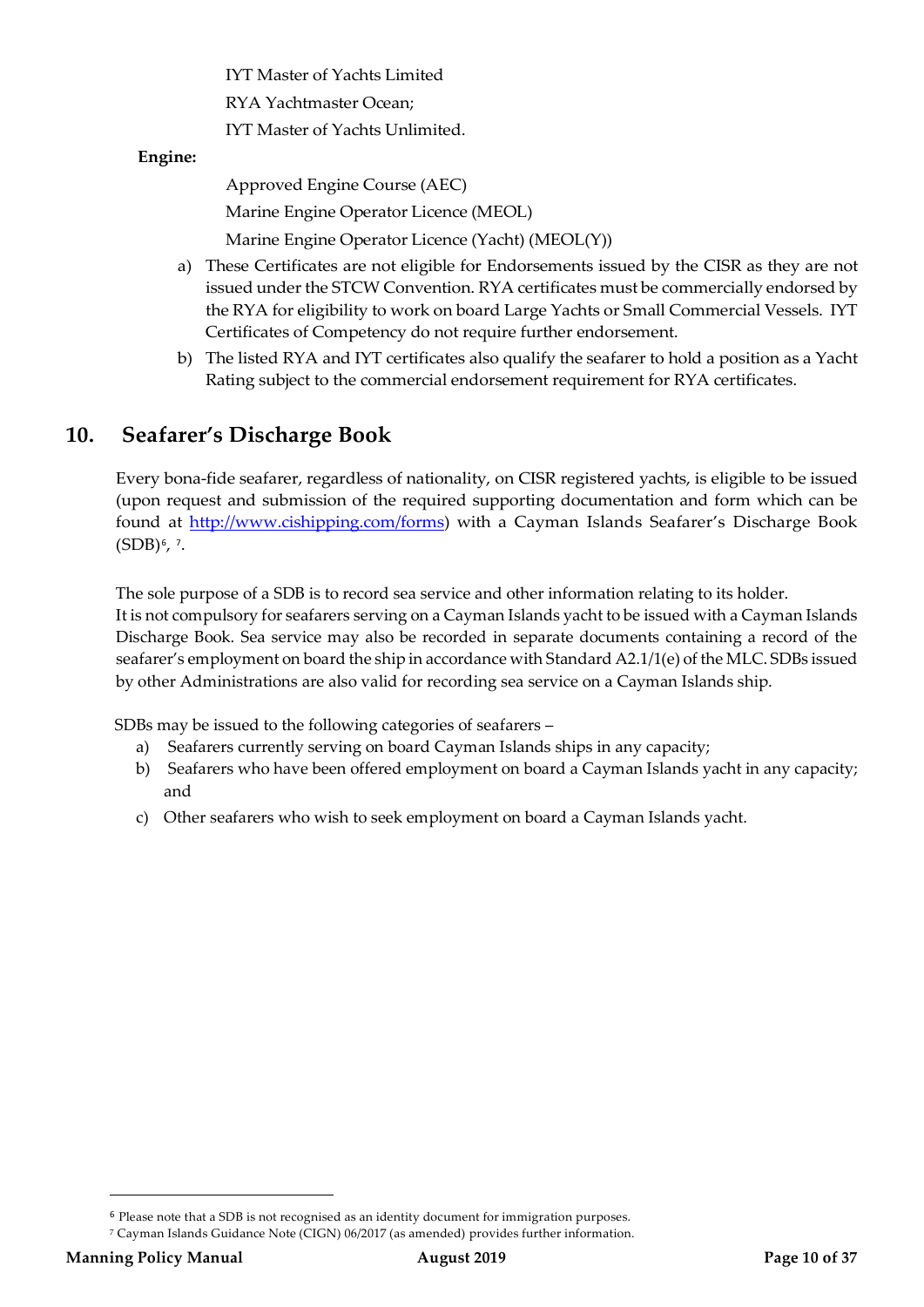IYT Master of Yachts Limited

RYA Yachtmaster Ocean;

IYT Master of Yachts Unlimited.

**Engine:**

Approved Engine Course (AEC)

Marine Engine Operator Licence (MEOL)

Marine Engine Operator Licence (Yacht) (MEOL(Y))

a) These Certificates are not eligible for Endorsements issued by the CISR as they are not issued under the STCW Convention. RYA certificates must be commercially endorsed by the RYA for eligibility to work on board Large Yachts or Small Commercial Vessels. IYT Certificates of Competency do not require further endorsement.

b) The listed RYA and IYT certificates also qualify the seafarer to hold a position as a Yacht Rating subject to the commercial endorsement requirement for RYA certificates.

## 10. Seafarer's Discharge Book

Every bona-fide seafarer, regardless of nationality, on CISR registered yachts, is eligible to be issued (upon request and submission of the required supporting documentation and form which can be found at [http://www.cishipping.com/forms](http://www.cishipping.com/forms)) with a Cayman Islands Seafarer's Discharge Book (SDB)[6], [7].

The sole purpose of a SDB is to record sea service and other information relating to its holder. It is not compulsory for seafarers serving on a Cayman Islands yacht to be issued with a Cayman Islands Discharge Book. Sea service may also be recorded in separate documents containing a record of the seafarer's employment on board the ship in accordance with Standard A2.1/1(e) of the MLC. SDBs issued by other Administrations are also valid for recording sea service on a Cayman Islands ship.

SDBs may be issued to the following categories of seafarers –

a) Seafarers currently serving on board Cayman Islands ships in any capacity;
b) Seafarers who have been offered employment on board a Cayman Islands yacht in any capacity; and
c) Other seafarers who wish to seek employment on board a Cayman Islands yacht.

---

[6] Please note that a SDB is not recognised as an identity document for immigration purposes.

[7] Cayman Islands Guidance Note (CIGN) 06/2017 (as amended) provides further information.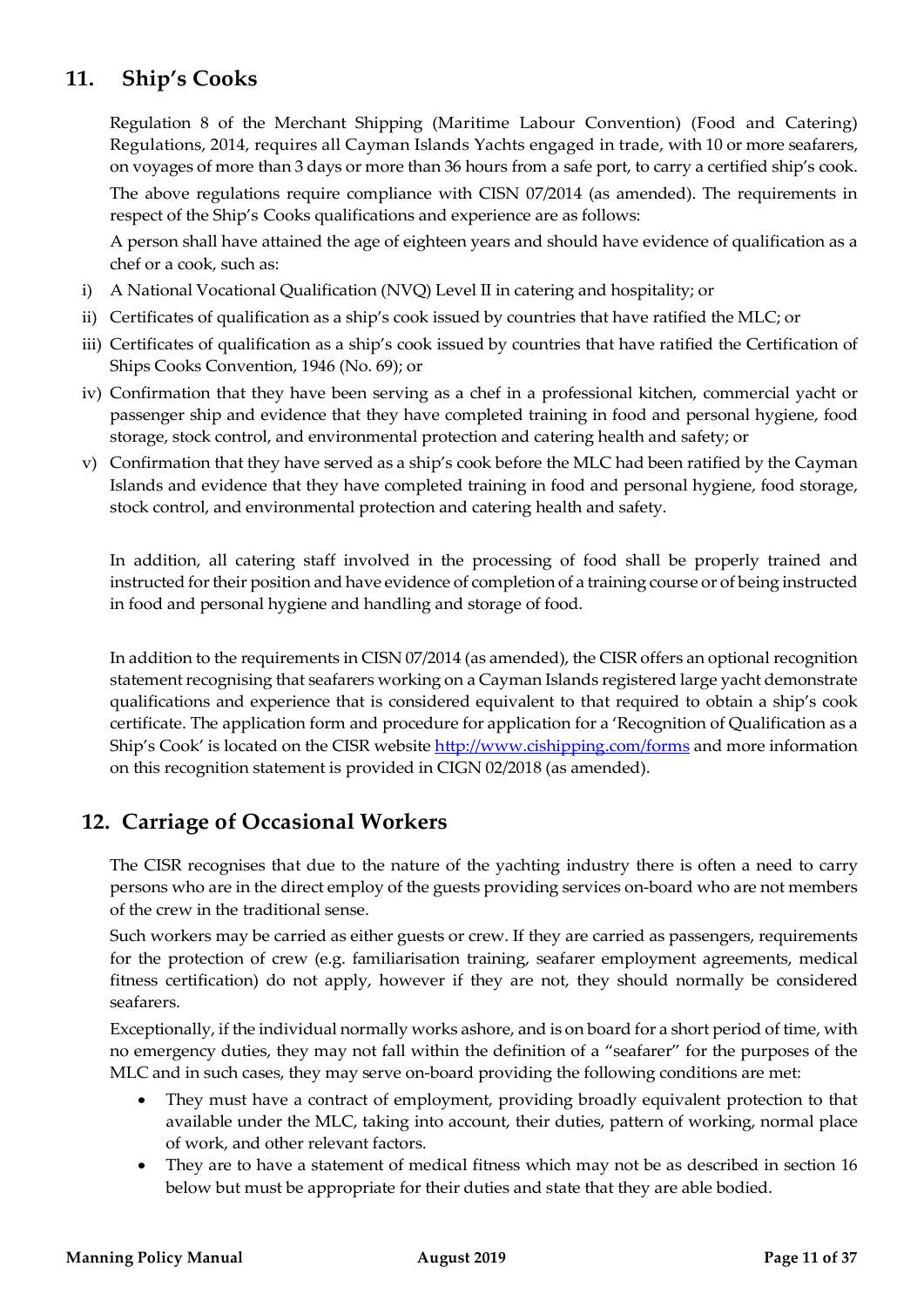## 11. Ship's Cooks

Regulation 8 of the Merchant Shipping (Maritime Labour Convention) (Food and Catering) Regulations, 2014, requires all Cayman Islands Yachts engaged in trade, with 10 or more seafarers, on voyages of more than 3 days or more than 36 hours from a safe port, to carry a certified ship's cook.

The above regulations require compliance with CISN 07/2014 (as amended). The requirements in respect of the Ship's Cooks qualifications and experience are as follows:

A person shall have attained the age of eighteen years and should have evidence of qualification as a chef or a cook, such as:

i) A National Vocational Qualification (NVQ) Level II in catering and hospitality; or
ii) Certificates of qualification as a ship's cook issued by countries that have ratified the MLC; or
iii) Certificates of qualification as a ship's cook issued by countries that have ratified the Certification of Ships Cooks Convention, 1946 (No. 69); or
iv) Confirmation that they have been serving as a chef in a professional kitchen, commercial yacht or passenger ship and evidence that they have completed training in food and personal hygiene, food storage, stock control, and environmental protection and catering health and safety; or
v) Confirmation that they have served as a ship's cook before the MLC had been ratified by the Cayman Islands and evidence that they have completed training in food and personal hygiene, food storage, stock control, and environmental protection and catering health and safety.

In addition, all catering staff involved in the processing of food shall be properly trained and instructed for their position and have evidence of completion of a training course or of being instructed in food and personal hygiene and handling and storage of food.

In addition to the requirements in CISN 07/2014 (as amended), the CISR offers an optional recognition statement recognising that seafarers working on a Cayman Islands registered large yacht demonstrate qualifications and experience that is considered equivalent to that required to obtain a ship's cook certificate. The application form and procedure for application for a 'Recognition of Qualification as a Ship's Cook' is located on the CISR website http://www.cishipping.com/forms and more information on this recognition statement is provided in CIGN 02/2018 (as amended).

## 12. Carriage of Occasional Workers

The CISR recognises that due to the nature of the yachting industry there is often a need to carry persons who are in the direct employ of the guests providing services on-board who are not members of the crew in the traditional sense.

Such workers may be carried as either guests or crew. If they are carried as passengers, requirements for the protection of crew (e.g. familiarisation training, seafarer employment agreements, medical fitness certification) do not apply, however if they are not, they should normally be considered seafarers.

Exceptionally, if the individual normally works ashore, and is on board for a short period of time, with no emergency duties, they may not fall within the definition of a "seafarer" for the purposes of the MLC and in such cases, they may serve on-board providing the following conditions are met:

- They must have a contract of employment, providing broadly equivalent protection to that available under the MLC, taking into account, their duties, pattern of working, normal place of work, and other relevant factors.
- They are to have a statement of medical fitness which may not be as described in section 16 below but must be appropriate for their duties and state that they are able bodied.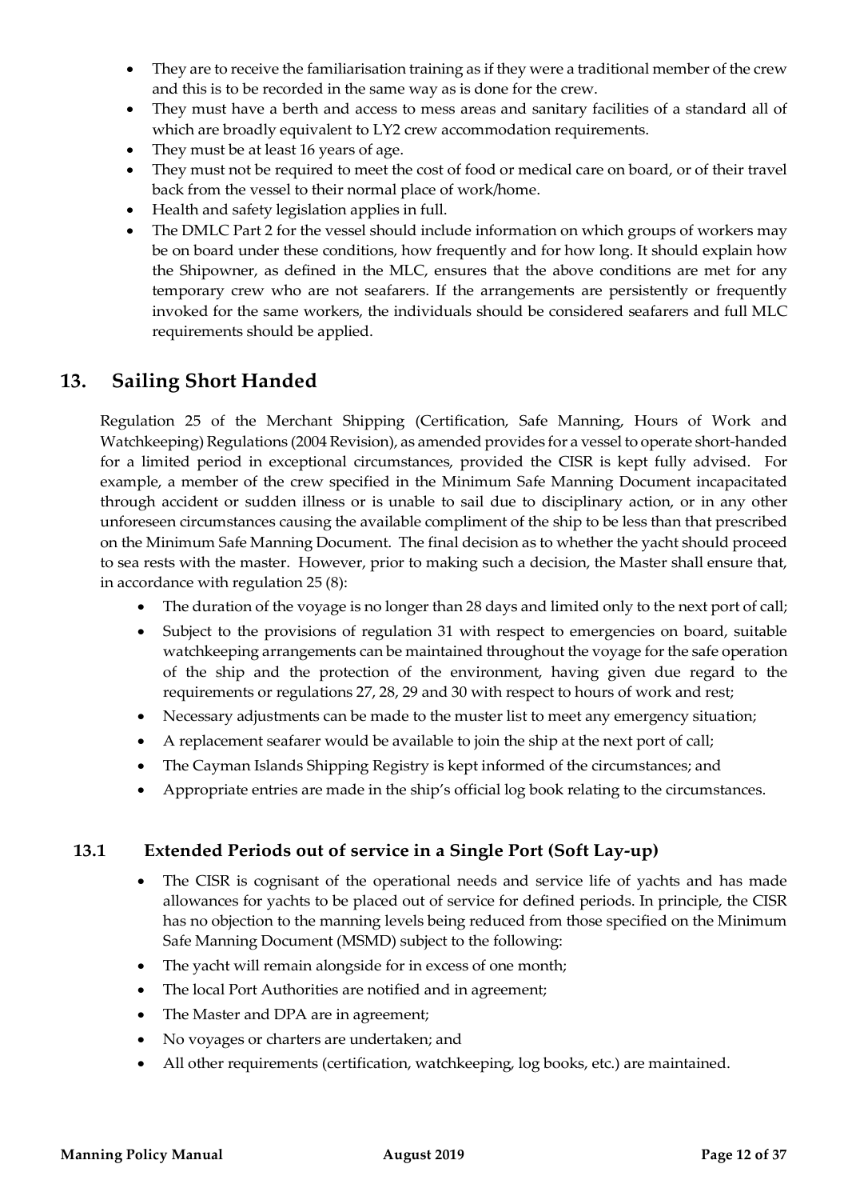- They are to receive the familiarisation training as if they were a traditional member of the crew and this is to be recorded in the same way as is done for the crew.
- They must have a berth and access to mess areas and sanitary facilities of a standard all of which are broadly equivalent to LY2 crew accommodation requirements.
- They must be at least 16 years of age.
- They must not be required to meet the cost of food or medical care on board, or of their travel back from the vessel to their normal place of work/home.
- Health and safety legislation applies in full.
- The DMLC Part 2 for the vessel should include information on which groups of workers may be on board under these conditions, how frequently and for how long. It should explain how the Shipowner, as defined in the MLC, ensures that the above conditions are met for any temporary crew who are not seafarers. If the arrangements are persistently or frequently invoked for the same workers, the individuals should be considered seafarers and full MLC requirements should be applied.

## 13. Sailing Short Handed

Regulation 25 of the Merchant Shipping (Certification, Safe Manning, Hours of Work and Watchkeeping) Regulations (2004 Revision), as amended provides for a vessel to operate short-handed for a limited period in exceptional circumstances, provided the CISR is kept fully advised. For example, a member of the crew specified in the Minimum Safe Manning Document incapacitated through accident or sudden illness or is unable to sail due to disciplinary action, or in any other unforeseen circumstances causing the available compliment of the ship to be less than that prescribed on the Minimum Safe Manning Document. The final decision as to whether the yacht should proceed to sea rests with the master. However, prior to making such a decision, the Master shall ensure that, in accordance with regulation 25 (8):

- The duration of the voyage is no longer than 28 days and limited only to the next port of call;
- Subject to the provisions of regulation 31 with respect to emergencies on board, suitable watchkeeping arrangements can be maintained throughout the voyage for the safe operation of the ship and the protection of the environment, having given due regard to the requirements or regulations 27, 28, 29 and 30 with respect to hours of work and rest;
- Necessary adjustments can be made to the muster list to meet any emergency situation;
- A replacement seafarer would be available to join the ship at the next port of call;
- The Cayman Islands Shipping Registry is kept informed of the circumstances; and
- Appropriate entries are made in the ship's official log book relating to the circumstances.

### 13.1 Extended Periods out of service in a Single Port (Soft Lay-up)

- The CISR is cognisant of the operational needs and service life of yachts and has made allowances for yachts to be placed out of service for defined periods. In principle, the CISR has no objection to the manning levels being reduced from those specified on the Minimum Safe Manning Document (MSMD) subject to the following:
- The yacht will remain alongside for in excess of one month;
- The local Port Authorities are notified and in agreement;
- The Master and DPA are in agreement;
- No voyages or charters are undertaken; and
- All other requirements (certification, watchkeeping, log books, etc.) are maintained.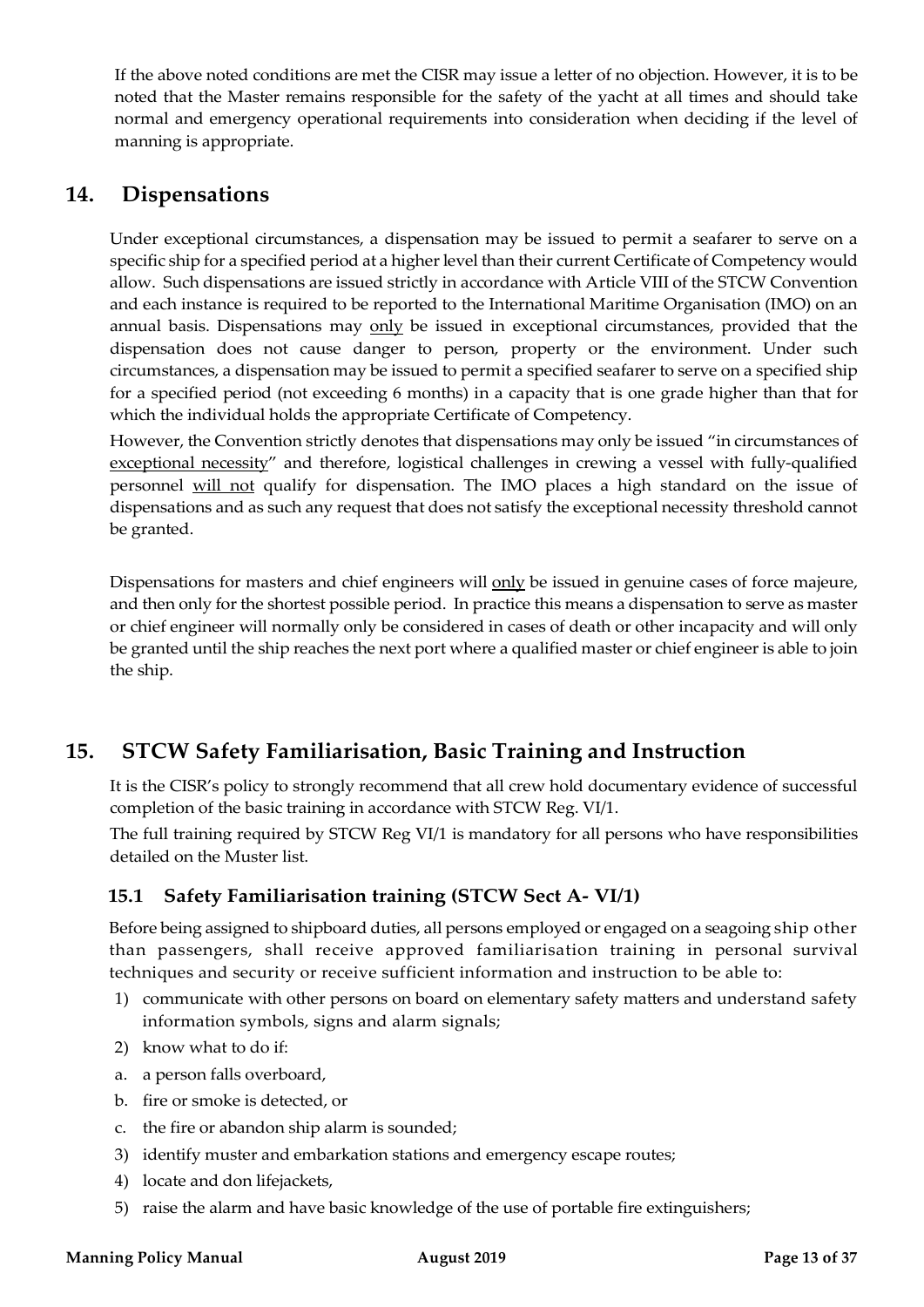If the above noted conditions are met the CISR may issue a letter of no objection. However, it is to be noted that the Master remains responsible for the safety of the yacht at all times and should take normal and emergency operational requirements into consideration when deciding if the level of manning is appropriate.

## 14. Dispensations

Under exceptional circumstances, a dispensation may be issued to permit a seafarer to serve on a specific ship for a specified period at a higher level than their current Certificate of Competency would allow. Such dispensations are issued strictly in accordance with Article VIII of the STCW Convention and each instance is required to be reported to the International Maritime Organisation (IMO) on an annual basis. Dispensations may <u>only</u> be issued in exceptional circumstances, provided that the dispensation does not cause danger to person, property or the environment. Under such circumstances, a dispensation may be issued to permit a specified seafarer to serve on a specified ship for a specified period (not exceeding 6 months) in a capacity that is one grade higher than that for which the individual holds the appropriate Certificate of Competency.

However, the Convention strictly denotes that dispensations may only be issued "in circumstances of <u>exceptional necessity</u>" and therefore, logistical challenges in crewing a vessel with fully-qualified personnel <u>will not</u> qualify for dispensation. The IMO places a high standard on the issue of dispensations and as such any request that does not satisfy the exceptional necessity threshold cannot be granted.

Dispensations for masters and chief engineers will <u>only</u> be issued in genuine cases of force majeure, and then only for the shortest possible period. In practice this means a dispensation to serve as master or chief engineer will normally only be considered in cases of death or other incapacity and will only be granted until the ship reaches the next port where a qualified master or chief engineer is able to join the ship.

## 15. STCW Safety Familiarisation, Basic Training and Instruction

It is the CISR's policy to strongly recommend that all crew hold documentary evidence of successful completion of the basic training in accordance with STCW Reg. VI/1.

The full training required by STCW Reg VI/1 is mandatory for all persons who have responsibilities detailed on the Muster list.

### 15.1 Safety Familiarisation training (STCW Sect A- VI/1)

Before being assigned to shipboard duties, all persons employed or engaged on a seagoing ship other than passengers, shall receive approved familiarisation training in personal survival techniques and security or receive sufficient information and instruction to be able to:

1) communicate with other persons on board on elementary safety matters and understand safety information symbols, signs and alarm signals;
2) know what to do if:
   a. a person falls overboard,
   b. fire or smoke is detected, or
   c. the fire or abandon ship alarm is sounded;
3) identify muster and embarkation stations and emergency escape routes;
4) locate and don lifejackets,
5) raise the alarm and have basic knowledge of the use of portable fire extinguishers;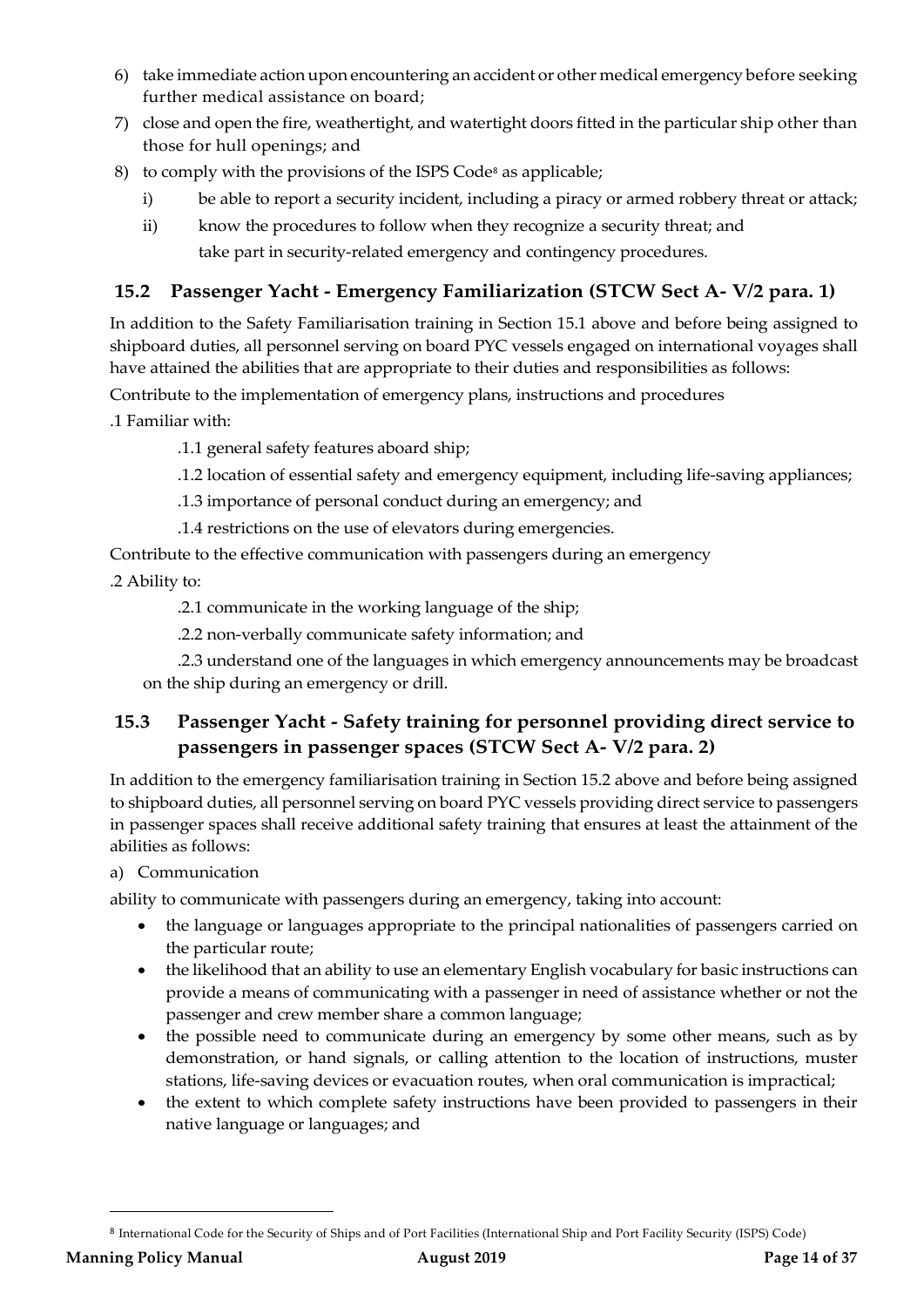6) take immediate action upon encountering an accident or other medical emergency before seeking further medical assistance on board;
7) close and open the fire, weathertight, and watertight doors fitted in the particular ship other than those for hull openings; and
8) to comply with the provisions of the ISPS Code[8] as applicable;
   i) be able to report a security incident, including a piracy or armed robbery threat or attack;
   ii) know the procedures to follow when they recognize a security threat; and
   take part in security-related emergency and contingency procedures.

## 15.2 Passenger Yacht - Emergency Familiarization (STCW Sect A- V/2 para. 1)

In addition to the Safety Familiarisation training in Section 15.1 above and before being assigned to shipboard duties, all personnel serving on board PYC vessels engaged on international voyages shall have attained the abilities that are appropriate to their duties and responsibilities as follows:

Contribute to the implementation of emergency plans, instructions and procedures

.1 Familiar with:

.1.1 general safety features aboard ship;

.1.2 location of essential safety and emergency equipment, including life-saving appliances;

.1.3 importance of personal conduct during an emergency; and

.1.4 restrictions on the use of elevators during emergencies.

Contribute to the effective communication with passengers during an emergency

.2 Ability to:

.2.1 communicate in the working language of the ship;

.2.2 non-verbally communicate safety information; and

.2.3 understand one of the languages in which emergency announcements may be broadcast on the ship during an emergency or drill.

## 15.3 Passenger Yacht - Safety training for personnel providing direct service to passengers in passenger spaces (STCW Sect A- V/2 para. 2)

In addition to the emergency familiarisation training in Section 15.2 above and before being assigned to shipboard duties, all personnel serving on board PYC vessels providing direct service to passengers in passenger spaces shall receive additional safety training that ensures at least the attainment of the abilities as follows:

a) Communication

ability to communicate with passengers during an emergency, taking into account:

- the language or languages appropriate to the principal nationalities of passengers carried on the particular route;
- the likelihood that an ability to use an elementary English vocabulary for basic instructions can provide a means of communicating with a passenger in need of assistance whether or not the passenger and crew member share a common language;
- the possible need to communicate during an emergency by some other means, such as by demonstration, or hand signals, or calling attention to the location of instructions, muster stations, life-saving devices or evacuation routes, when oral communication is impractical;
- the extent to which complete safety instructions have been provided to passengers in their native language or languages; and

[8] International Code for the Security of Ships and of Port Facilities (International Ship and Port Facility Security (ISPS) Code)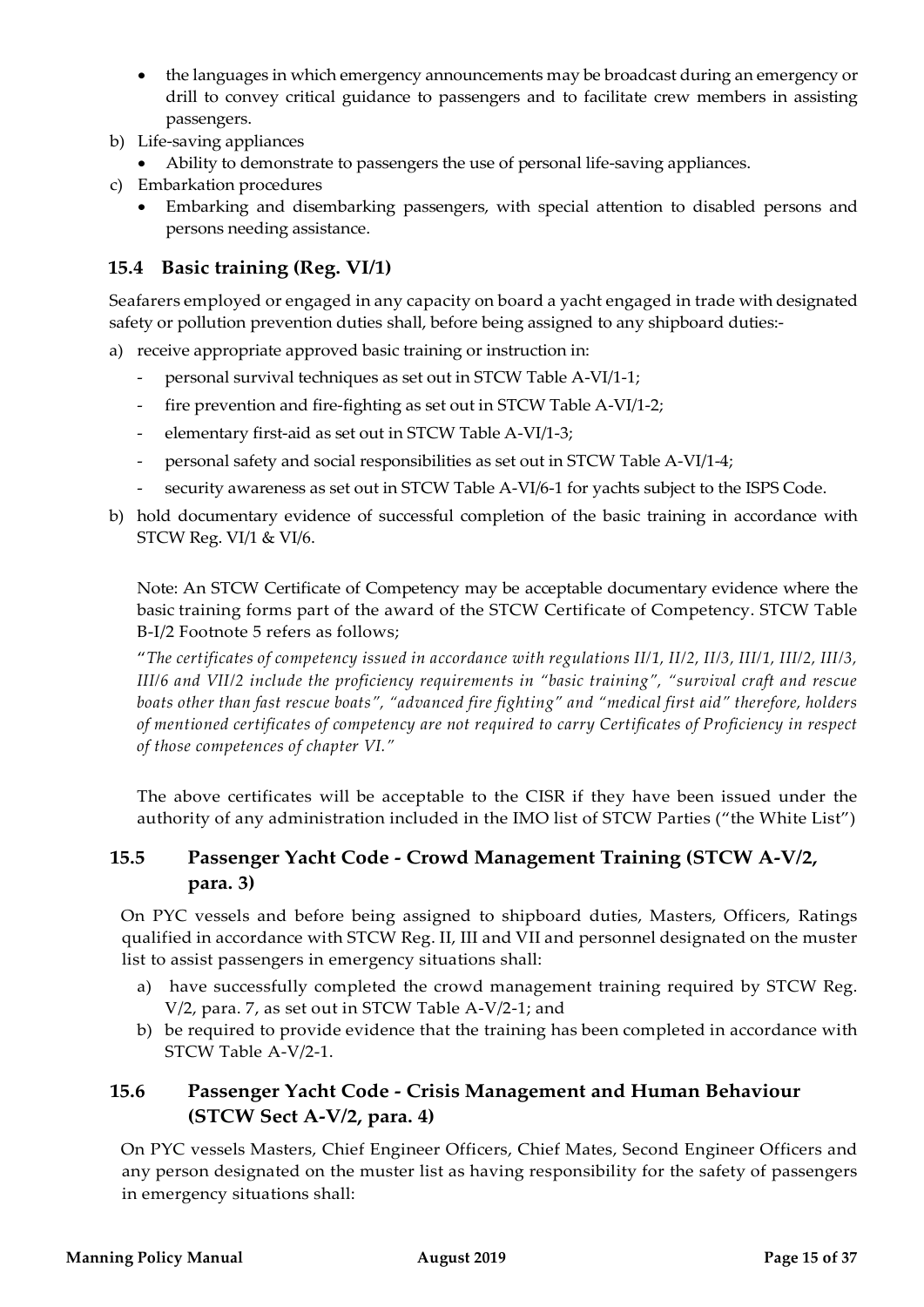- the languages in which emergency announcements may be broadcast during an emergency or drill to convey critical guidance to passengers and to facilitate crew members in assisting passengers.

b) Life-saving appliances
   - Ability to demonstrate to passengers the use of personal life-saving appliances.

c) Embarkation procedures
   - Embarking and disembarking passengers, with special attention to disabled persons and persons needing assistance.

## 15.4 Basic training (Reg. VI/1)

Seafarers employed or engaged in any capacity on board a yacht engaged in trade with designated safety or pollution prevention duties shall, before being assigned to any shipboard duties:-

a) receive appropriate approved basic training or instruction in:
   - personal survival techniques as set out in STCW Table A-VI/1-1;
   - fire prevention and fire-fighting as set out in STCW Table A-VI/1-2;
   - elementary first-aid as set out in STCW Table A-VI/1-3;
   - personal safety and social responsibilities as set out in STCW Table A-VI/1-4;
   - security awareness as set out in STCW Table A-VI/6-1 for yachts subject to the ISPS Code.

b) hold documentary evidence of successful completion of the basic training in accordance with STCW Reg. VI/1 & VI/6.

Note: An STCW Certificate of Competency may be acceptable documentary evidence where the basic training forms part of the award of the STCW Certificate of Competency. STCW Table B-I/2 Footnote 5 refers as follows;

"*The certificates of competency issued in accordance with regulations II/1, II/2, II/3, III/1, III/2, III/3, III/6 and VII/2 include the proficiency requirements in "basic training", "survival craft and rescue boats other than fast rescue boats", "advanced fire fighting" and "medical first aid" therefore, holders of mentioned certificates of competency are not required to carry Certificates of Proficiency in respect of those competences of chapter VI.*"

The above certificates will be acceptable to the CISR if they have been issued under the authority of any administration included in the IMO list of STCW Parties ("the White List")

## 15.5 Passenger Yacht Code - Crowd Management Training (STCW A-V/2, para. 3)

On PYC vessels and before being assigned to shipboard duties, Masters, Officers, Ratings qualified in accordance with STCW Reg. II, III and VII and personnel designated on the muster list to assist passengers in emergency situations shall:

a) have successfully completed the crowd management training required by STCW Reg. V/2, para. 7, as set out in STCW Table A-V/2-1; and

b) be required to provide evidence that the training has been completed in accordance with STCW Table A-V/2-1.

## 15.6 Passenger Yacht Code - Crisis Management and Human Behaviour (STCW Sect A-V/2, para. 4)

On PYC vessels Masters, Chief Engineer Officers, Chief Mates, Second Engineer Officers and any person designated on the muster list as having responsibility for the safety of passengers in emergency situations shall: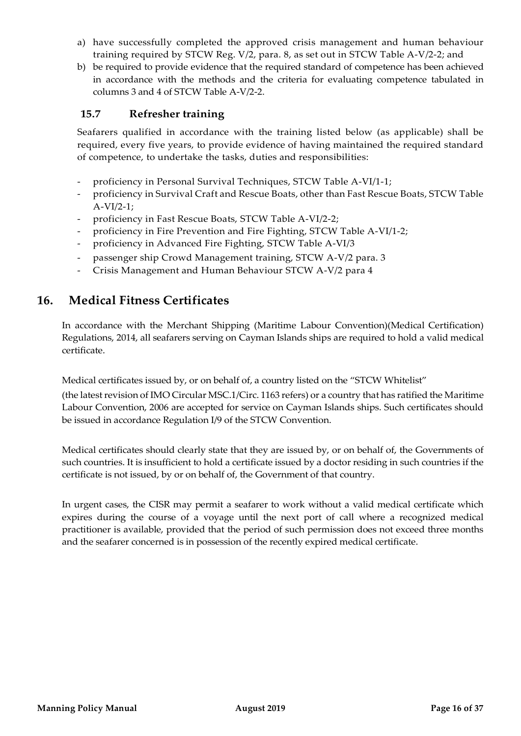a) have successfully completed the approved crisis management and human behaviour training required by STCW Reg. V/2, para. 8, as set out in STCW Table A-V/2-2; and
b) be required to provide evidence that the required standard of competence has been achieved in accordance with the methods and the criteria for evaluating competence tabulated in columns 3 and 4 of STCW Table A-V/2-2.

### 15.7 Refresher training

Seafarers qualified in accordance with the training listed below (as applicable) shall be required, every five years, to provide evidence of having maintained the required standard of competence, to undertake the tasks, duties and responsibilities:

- proficiency in Personal Survival Techniques, STCW Table A-VI/1-1;
- proficiency in Survival Craft and Rescue Boats, other than Fast Rescue Boats, STCW Table A-VI/2-1;
- proficiency in Fast Rescue Boats, STCW Table A-VI/2-2;
- proficiency in Fire Prevention and Fire Fighting, STCW Table A-VI/1-2;
- proficiency in Advanced Fire Fighting, STCW Table A-VI/3
- passenger ship Crowd Management training, STCW A-V/2 para. 3
- Crisis Management and Human Behaviour STCW A-V/2 para 4

## 16. Medical Fitness Certificates

In accordance with the Merchant Shipping (Maritime Labour Convention)(Medical Certification) Regulations, 2014, all seafarers serving on Cayman Islands ships are required to hold a valid medical certificate.

Medical certificates issued by, or on behalf of, a country listed on the "STCW Whitelist" (the latest revision of IMO Circular MSC.1/Circ. 1163 refers) or a country that has ratified the Maritime Labour Convention, 2006 are accepted for service on Cayman Islands ships. Such certificates should be issued in accordance Regulation I/9 of the STCW Convention.

Medical certificates should clearly state that they are issued by, or on behalf of, the Governments of such countries. It is insufficient to hold a certificate issued by a doctor residing in such countries if the certificate is not issued, by or on behalf of, the Government of that country.

In urgent cases, the CISR may permit a seafarer to work without a valid medical certificate which expires during the course of a voyage until the next port of call where a recognized medical practitioner is available, provided that the period of such permission does not exceed three months and the seafarer concerned is in possession of the recently expired medical certificate.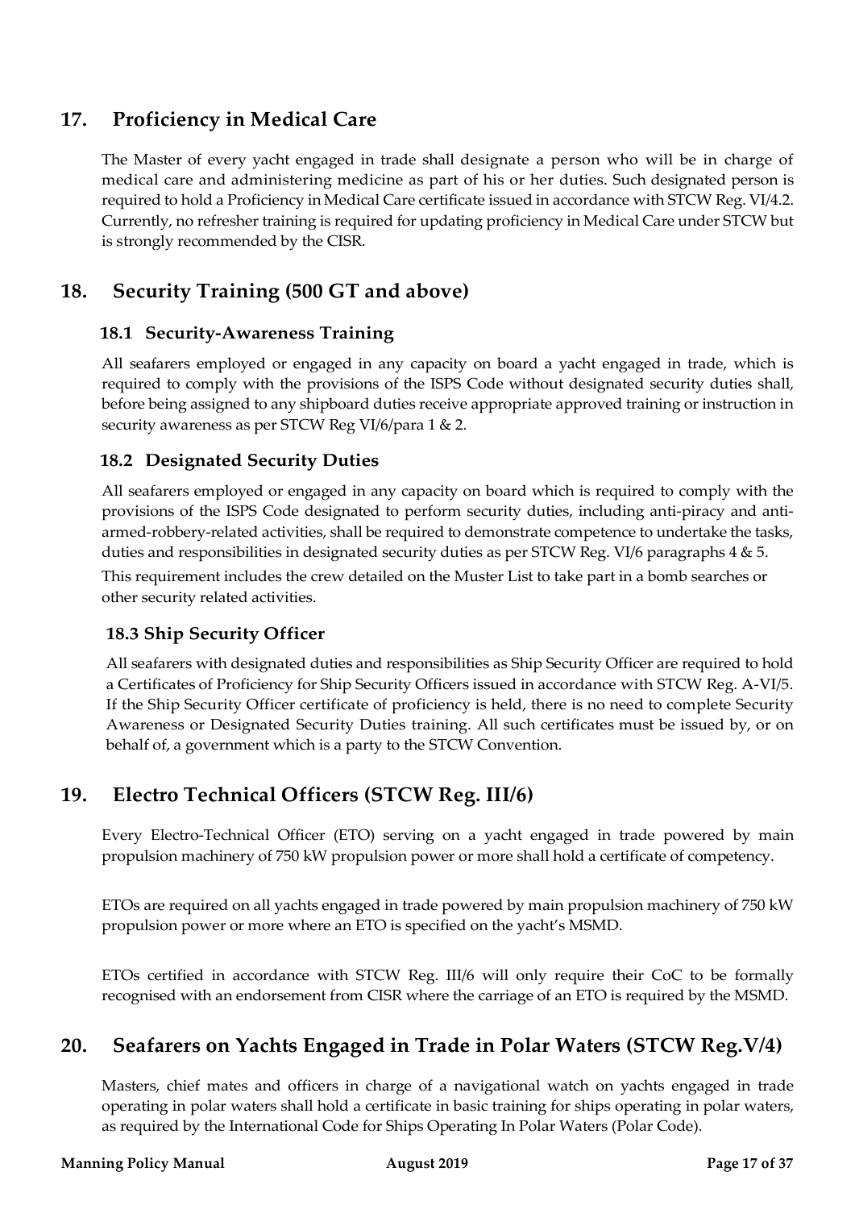## 17. Proficiency in Medical Care

The Master of every yacht engaged in trade shall designate a person who will be in charge of medical care and administering medicine as part of his or her duties. Such designated person is required to hold a Proficiency in Medical Care certificate issued in accordance with STCW Reg. VI/4.2. Currently, no refresher training is required for updating proficiency in Medical Care under STCW but is strongly recommended by the CISR.

## 18. Security Training (500 GT and above)

### 18.1 Security-Awareness Training

All seafarers employed or engaged in any capacity on board a yacht engaged in trade, which is required to comply with the provisions of the ISPS Code without designated security duties shall, before being assigned to any shipboard duties receive appropriate approved training or instruction in security awareness as per STCW Reg VI/6/para 1 & 2.

### 18.2 Designated Security Duties

All seafarers employed or engaged in any capacity on board which is required to comply with the provisions of the ISPS Code designated to perform security duties, including anti-piracy and anti-armed-robbery-related activities, shall be required to demonstrate competence to undertake the tasks, duties and responsibilities in designated security duties as per STCW Reg. VI/6 paragraphs 4 & 5.

This requirement includes the crew detailed on the Muster List to take part in a bomb searches or other security related activities.

### 18.3 Ship Security Officer

All seafarers with designated duties and responsibilities as Ship Security Officer are required to hold a Certificates of Proficiency for Ship Security Officers issued in accordance with STCW Reg. A-VI/5. If the Ship Security Officer certificate of proficiency is held, there is no need to complete Security Awareness or Designated Security Duties training. All such certificates must be issued by, or on behalf of, a government which is a party to the STCW Convention.

## 19. Electro Technical Officers (STCW Reg. III/6)

Every Electro-Technical Officer (ETO) serving on a yacht engaged in trade powered by main propulsion machinery of 750 kW propulsion power or more shall hold a certificate of competency.

ETOs are required on all yachts engaged in trade powered by main propulsion machinery of 750 kW propulsion power or more where an ETO is specified on the yacht's MSMD.

ETOs certified in accordance with STCW Reg. III/6 will only require their CoC to be formally recognised with an endorsement from CISR where the carriage of an ETO is required by the MSMD.

## 20. Seafarers on Yachts Engaged in Trade in Polar Waters (STCW Reg.V/4)

Masters, chief mates and officers in charge of a navigational watch on yachts engaged in trade operating in polar waters shall hold a certificate in basic training for ships operating in polar waters, as required by the International Code for Ships Operating In Polar Waters (Polar Code).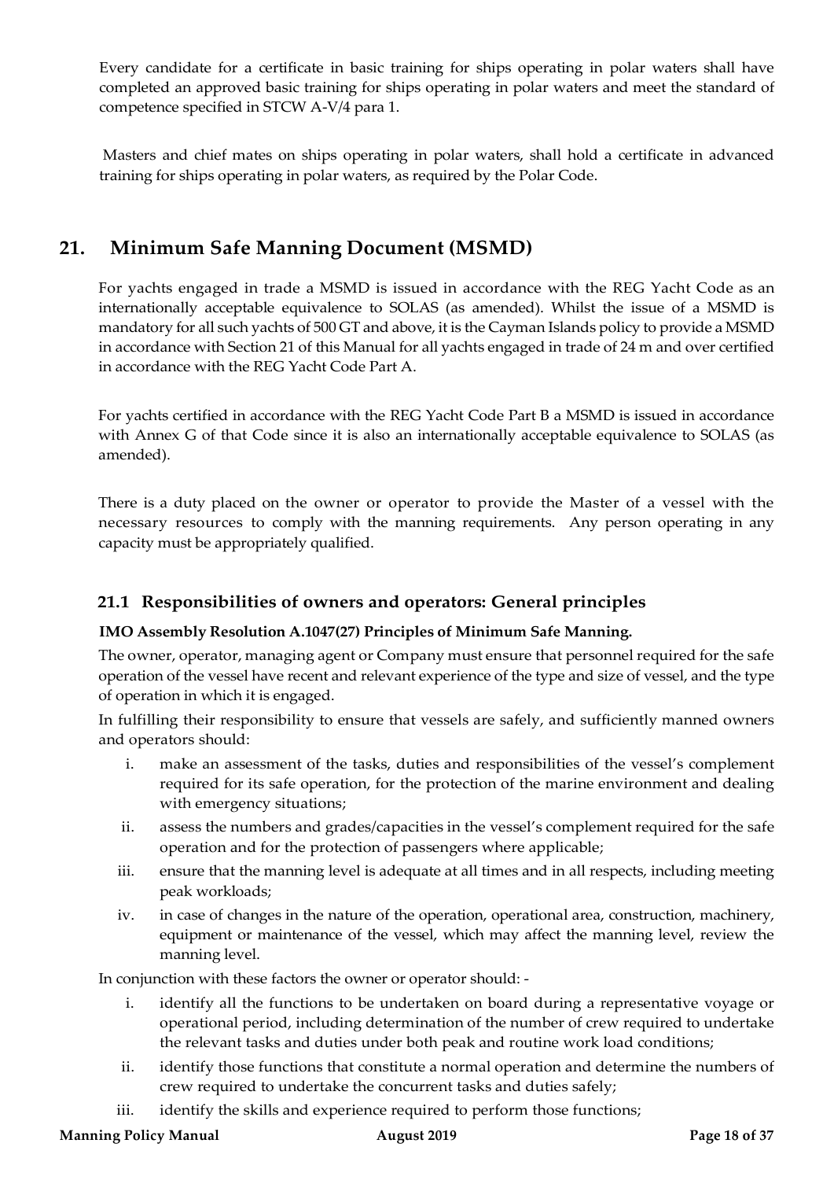Every candidate for a certificate in basic training for ships operating in polar waters shall have completed an approved basic training for ships operating in polar waters and meet the standard of competence specified in STCW A-V/4 para 1.

Masters and chief mates on ships operating in polar waters, shall hold a certificate in advanced training for ships operating in polar waters, as required by the Polar Code.

# 21. Minimum Safe Manning Document (MSMD)

For yachts engaged in trade a MSMD is issued in accordance with the REG Yacht Code as an internationally acceptable equivalence to SOLAS (as amended). Whilst the issue of a MSMD is mandatory for all such yachts of 500 GT and above, it is the Cayman Islands policy to provide a MSMD in accordance with Section 21 of this Manual for all yachts engaged in trade of 24 m and over certified in accordance with the REG Yacht Code Part A.

For yachts certified in accordance with the REG Yacht Code Part B a MSMD is issued in accordance with Annex G of that Code since it is also an internationally acceptable equivalence to SOLAS (as amended).

There is a duty placed on the owner or operator to provide the Master of a vessel with the necessary resources to comply with the manning requirements. Any person operating in any capacity must be appropriately qualified.

## 21.1 Responsibilities of owners and operators: General principles

**IMO Assembly Resolution A.1047(27) Principles of Minimum Safe Manning.**

The owner, operator, managing agent or Company must ensure that personnel required for the safe operation of the vessel have recent and relevant experience of the type and size of vessel, and the type of operation in which it is engaged.

In fulfilling their responsibility to ensure that vessels are safely, and sufficiently manned owners and operators should:

i. make an assessment of the tasks, duties and responsibilities of the vessel's complement required for its safe operation, for the protection of the marine environment and dealing with emergency situations;

ii. assess the numbers and grades/capacities in the vessel's complement required for the safe operation and for the protection of passengers where applicable;

iii. ensure that the manning level is adequate at all times and in all respects, including meeting peak workloads;

iv. in case of changes in the nature of the operation, operational area, construction, machinery, equipment or maintenance of the vessel, which may affect the manning level, review the manning level.

In conjunction with these factors the owner or operator should: -

i. identify all the functions to be undertaken on board during a representative voyage or operational period, including determination of the number of crew required to undertake the relevant tasks and duties under both peak and routine work load conditions;

ii. identify those functions that constitute a normal operation and determine the numbers of crew required to undertake the concurrent tasks and duties safely;

iii. identify the skills and experience required to perform those functions;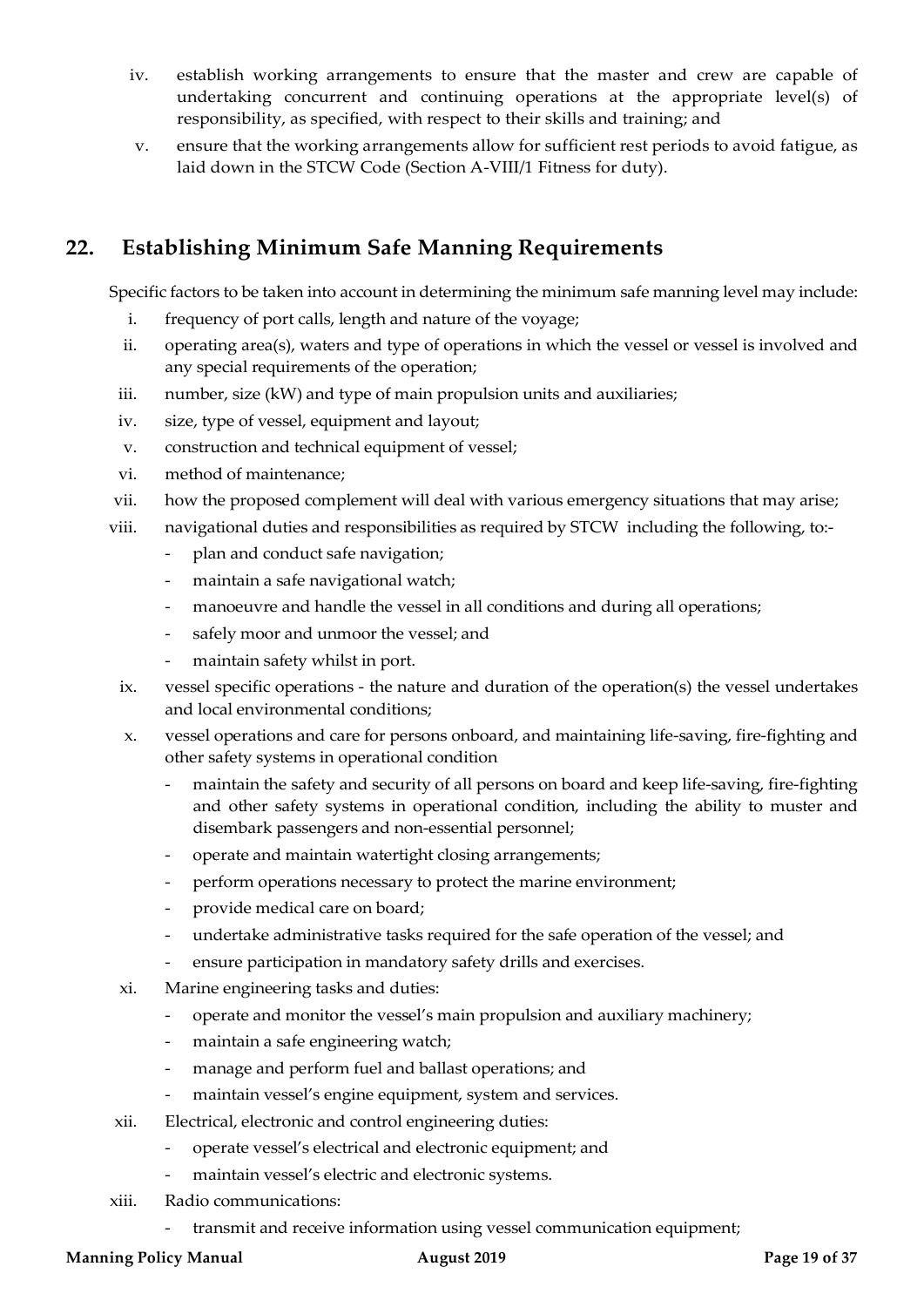iv. establish working arrangements to ensure that the master and crew are capable of undertaking concurrent and continuing operations at the appropriate level(s) of responsibility, as specified, with respect to their skills and training; and

v. ensure that the working arrangements allow for sufficient rest periods to avoid fatigue, as laid down in the STCW Code (Section A-VIII/1 Fitness for duty).

## 22. Establishing Minimum Safe Manning Requirements

Specific factors to be taken into account in determining the minimum safe manning level may include:

i. frequency of port calls, length and nature of the voyage;

ii. operating area(s), waters and type of operations in which the vessel or vessel is involved and any special requirements of the operation;

iii. number, size (kW) and type of main propulsion units and auxiliaries;

iv. size, type of vessel, equipment and layout;

v. construction and technical equipment of vessel;

vi. method of maintenance;

vii. how the proposed complement will deal with various emergency situations that may arise;

viii. navigational duties and responsibilities as required by STCW including the following, to:-
   - plan and conduct safe navigation;
   - maintain a safe navigational watch;
   - manoeuvre and handle the vessel in all conditions and during all operations;
   - safely moor and unmoor the vessel; and
   - maintain safety whilst in port.

ix. vessel specific operations - the nature and duration of the operation(s) the vessel undertakes and local environmental conditions;

x. vessel operations and care for persons onboard, and maintaining life-saving, fire-fighting and other safety systems in operational condition
   - maintain the safety and security of all persons on board and keep life-saving, fire-fighting and other safety systems in operational condition, including the ability to muster and disembark passengers and non-essential personnel;
   - operate and maintain watertight closing arrangements;
   - perform operations necessary to protect the marine environment;
   - provide medical care on board;
   - undertake administrative tasks required for the safe operation of the vessel; and
   - ensure participation in mandatory safety drills and exercises.

xi. Marine engineering tasks and duties:
   - operate and monitor the vessel's main propulsion and auxiliary machinery;
   - maintain a safe engineering watch;
   - manage and perform fuel and ballast operations; and
   - maintain vessel's engine equipment, system and services.

xii. Electrical, electronic and control engineering duties:
   - operate vessel's electrical and electronic equipment; and
   - maintain vessel's electric and electronic systems.

xiii. Radio communications:
   - transmit and receive information using vessel communication equipment;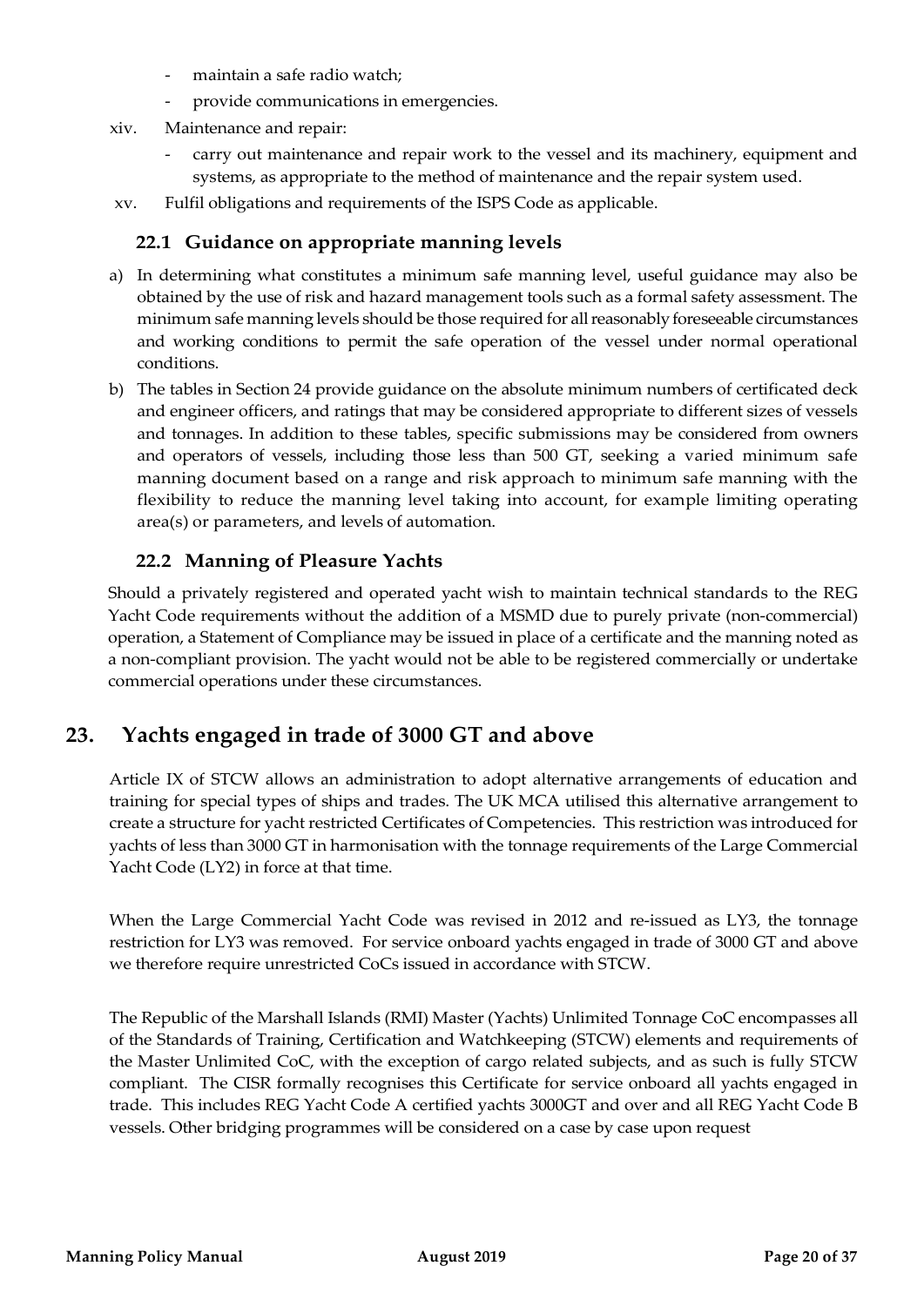- maintain a safe radio watch;
- provide communications in emergencies.

xiv. Maintenance and repair:

- carry out maintenance and repair work to the vessel and its machinery, equipment and systems, as appropriate to the method of maintenance and the repair system used.

xv. Fulfil obligations and requirements of the ISPS Code as applicable.

### 22.1 Guidance on appropriate manning levels

a) In determining what constitutes a minimum safe manning level, useful guidance may also be obtained by the use of risk and hazard management tools such as a formal safety assessment. The minimum safe manning levels should be those required for all reasonably foreseeable circumstances and working conditions to permit the safe operation of the vessel under normal operational conditions.

b) The tables in Section 24 provide guidance on the absolute minimum numbers of certificated deck and engineer officers, and ratings that may be considered appropriate to different sizes of vessels and tonnages. In addition to these tables, specific submissions may be considered from owners and operators of vessels, including those less than 500 GT, seeking a varied minimum safe manning document based on a range and risk approach to minimum safe manning with the flexibility to reduce the manning level taking into account, for example limiting operating area(s) or parameters, and levels of automation.

### 22.2 Manning of Pleasure Yachts

Should a privately registered and operated yacht wish to maintain technical standards to the REG Yacht Code requirements without the addition of a MSMD due to purely private (non-commercial) operation, a Statement of Compliance may be issued in place of a certificate and the manning noted as a non-compliant provision. The yacht would not be able to be registered commercially or undertake commercial operations under these circumstances.

## 23. Yachts engaged in trade of 3000 GT and above

Article IX of STCW allows an administration to adopt alternative arrangements of education and training for special types of ships and trades. The UK MCA utilised this alternative arrangement to create a structure for yacht restricted Certificates of Competencies. This restriction was introduced for yachts of less than 3000 GT in harmonisation with the tonnage requirements of the Large Commercial Yacht Code (LY2) in force at that time.

When the Large Commercial Yacht Code was revised in 2012 and re-issued as LY3, the tonnage restriction for LY3 was removed. For service onboard yachts engaged in trade of 3000 GT and above we therefore require unrestricted CoCs issued in accordance with STCW.

The Republic of the Marshall Islands (RMI) Master (Yachts) Unlimited Tonnage CoC encompasses all of the Standards of Training, Certification and Watchkeeping (STCW) elements and requirements of the Master Unlimited CoC, with the exception of cargo related subjects, and as such is fully STCW compliant. The CISR formally recognises this Certificate for service onboard all yachts engaged in trade. This includes REG Yacht Code A certified yachts 3000GT and over and all REG Yacht Code B vessels. Other bridging programmes will be considered on a case by case upon request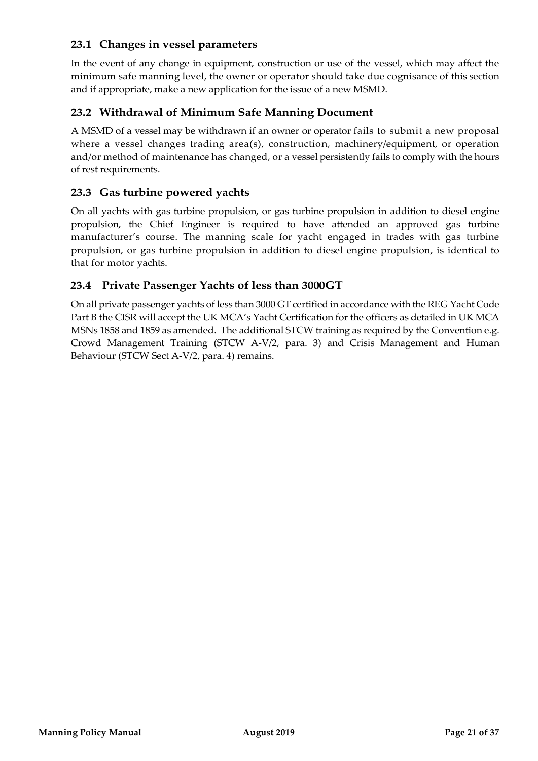## 23.1 Changes in vessel parameters

In the event of any change in equipment, construction or use of the vessel, which may affect the minimum safe manning level, the owner or operator should take due cognisance of this section and if appropriate, make a new application for the issue of a new MSMD.

## 23.2 Withdrawal of Minimum Safe Manning Document

A MSMD of a vessel may be withdrawn if an owner or operator fails to submit a new proposal where a vessel changes trading area(s), construction, machinery/equipment, or operation and/or method of maintenance has changed, or a vessel persistently fails to comply with the hours of rest requirements.

## 23.3 Gas turbine powered yachts

On all yachts with gas turbine propulsion, or gas turbine propulsion in addition to diesel engine propulsion, the Chief Engineer is required to have attended an approved gas turbine manufacturer's course. The manning scale for yacht engaged in trades with gas turbine propulsion, or gas turbine propulsion in addition to diesel engine propulsion, is identical to that for motor yachts.

## 23.4 Private Passenger Yachts of less than 3000GT

On all private passenger yachts of less than 3000 GT certified in accordance with the REG Yacht Code Part B the CISR will accept the UK MCA's Yacht Certification for the officers as detailed in UK MCA MSNs 1858 and 1859 as amended. The additional STCW training as required by the Convention e.g. Crowd Management Training (STCW A-V/2, para. 3) and Crisis Management and Human Behaviour (STCW Sect A-V/2, para. 4) remains.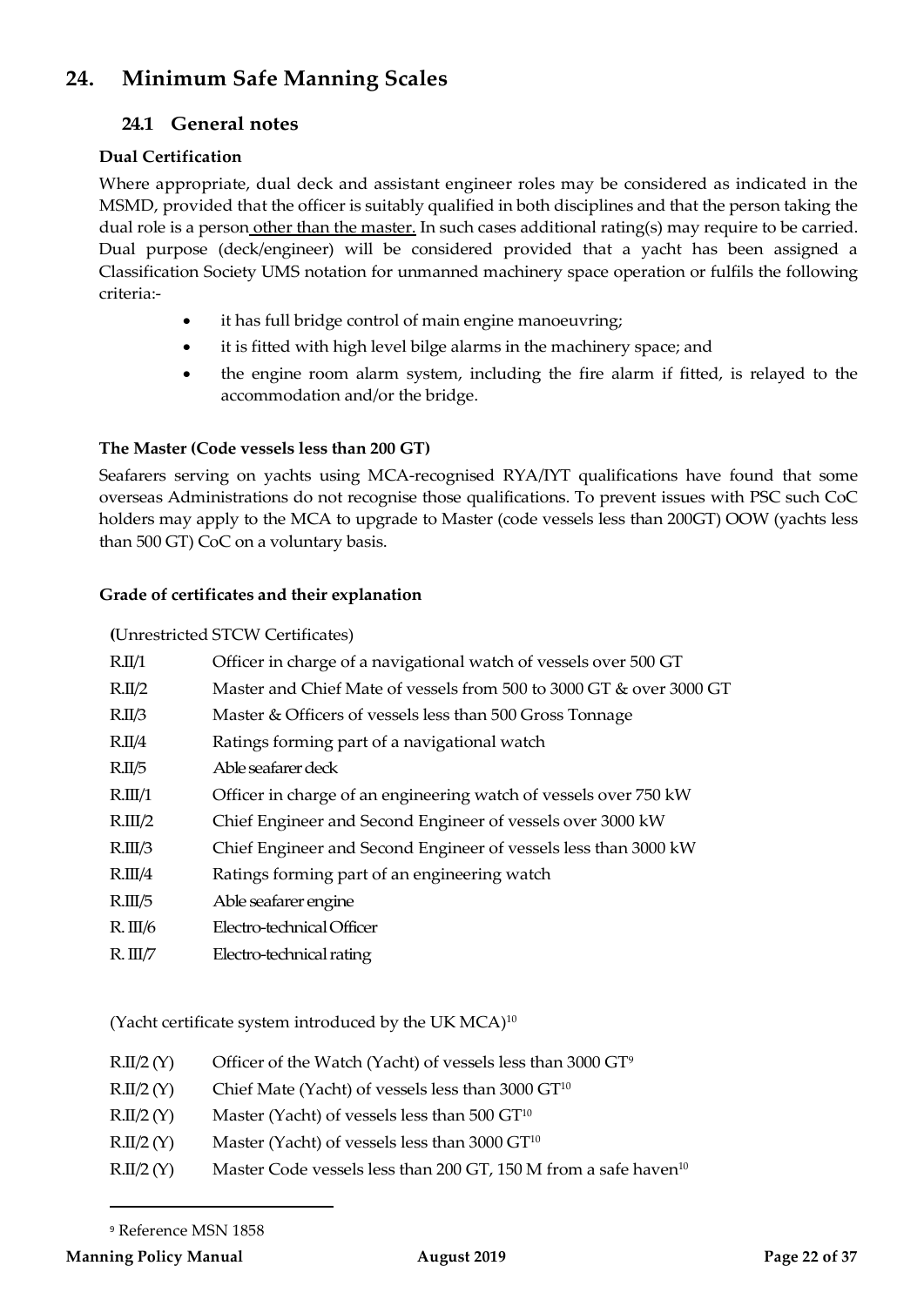## 24. Minimum Safe Manning Scales

### 24.1 General notes

**Dual Certification**

Where appropriate, dual deck and assistant engineer roles may be considered as indicated in the MSMD, provided that the officer is suitably qualified in both disciplines and that the person taking the dual role is a person other than the master. In such cases additional rating(s) may require to be carried. Dual purpose (deck/engineer) will be considered provided that a yacht has been assigned a Classification Society UMS notation for unmanned machinery space operation or fulfils the following criteria:-

- it has full bridge control of main engine manoeuvring;
- it is fitted with high level bilge alarms in the machinery space; and
- the engine room alarm system, including the fire alarm if fitted, is relayed to the accommodation and/or the bridge.

**The Master (Code vessels less than 200 GT)**

Seafarers serving on yachts using MCA-recognised RYA/IYT qualifications have found that some overseas Administrations do not recognise those qualifications. To prevent issues with PSC such CoC holders may apply to the MCA to upgrade to Master (code vessels less than 200GT) OOW (yachts less than 500 GT) CoC on a voluntary basis.

**Grade of certificates and their explanation**

(Unrestricted STCW Certificates)

| | |
|---|---|
| R.II/1 | Officer in charge of a navigational watch of vessels over 500 GT |
| R.II/2 | Master and Chief Mate of vessels from 500 to 3000 GT & over 3000 GT |
| R.II/3 | Master & Officers of vessels less than 500 Gross Tonnage |
| R.II/4 | Ratings forming part of a navigational watch |
| R.II/5 | Able seafarer deck |
| R.III/1 | Officer in charge of an engineering watch of vessels over 750 kW |
| R.III/2 | Chief Engineer and Second Engineer of vessels over 3000 kW |
| R.III/3 | Chief Engineer and Second Engineer of vessels less than 3000 kW |
| R.III/4 | Ratings forming part of an engineering watch |
| R.III/5 | Able seafarer engine |
| R. III/6 | Electro-technical Officer |
| R. III/7 | Electro-technical rating |

(Yacht certificate system introduced by the UK MCA)[10]

| | |
|---|---|
| R.II/2 (Y) | Officer of the Watch (Yacht) of vessels less than 3000 GT[9] |
| R.II/2 (Y) | Chief Mate (Yacht) of vessels less than 3000 GT[10] |
| R.II/2 (Y) | Master (Yacht) of vessels less than 500 GT[10] |
| R.II/2 (Y) | Master (Yacht) of vessels less than 3000 GT[10] |
| R.II/2 (Y) | Master Code vessels less than 200 GT, 150 M from a safe haven[10] |

[9] Reference MSN 1858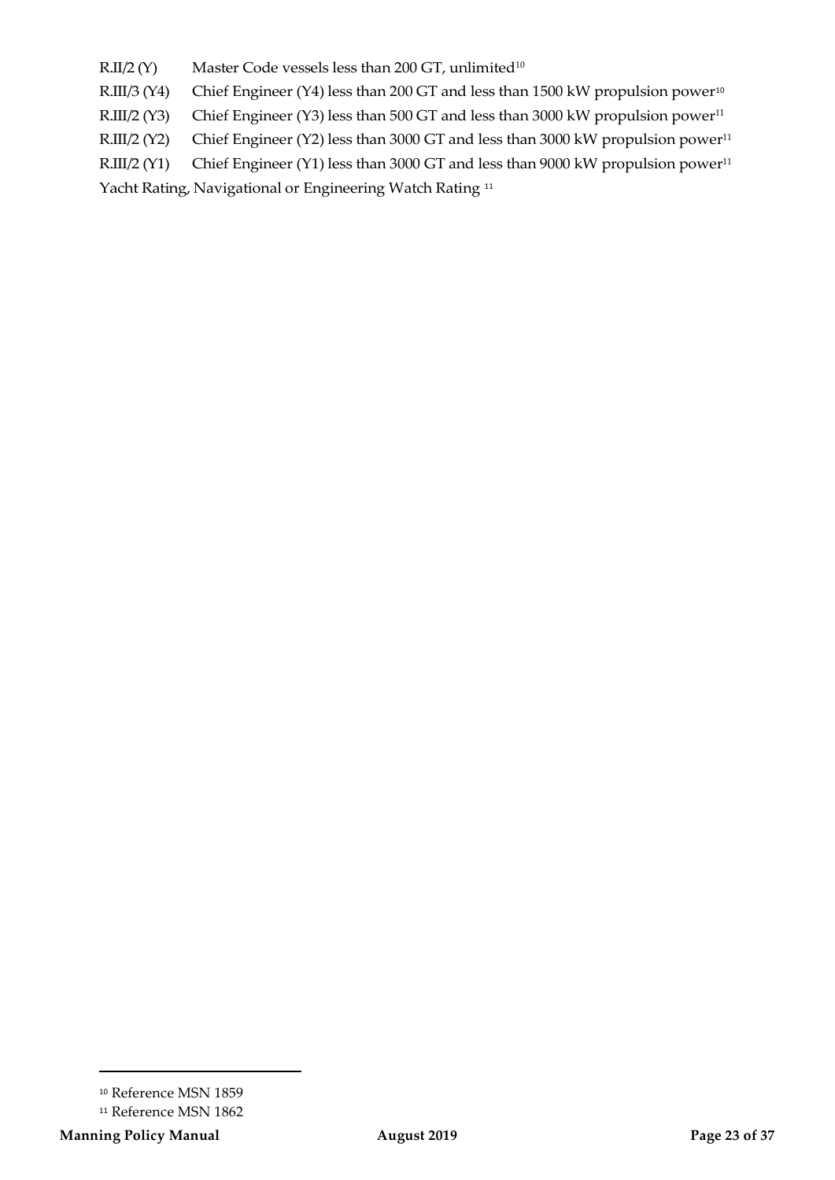R.II/2 (Y) Master Code vessels less than 200 GT, unlimited[10]

R.III/3 (Y4) Chief Engineer (Y4) less than 200 GT and less than 1500 kW propulsion power[10]

R.III/2 (Y3) Chief Engineer (Y3) less than 500 GT and less than 3000 kW propulsion power[11]

R.III/2 (Y2) Chief Engineer (Y2) less than 3000 GT and less than 3000 kW propulsion power[11]

R.III/2 (Y1) Chief Engineer (Y1) less than 3000 GT and less than 9000 kW propulsion power[11]

Yacht Rating, Navigational or Engineering Watch Rating [11]

---

[10] Reference MSN 1859

[11] Reference MSN 1862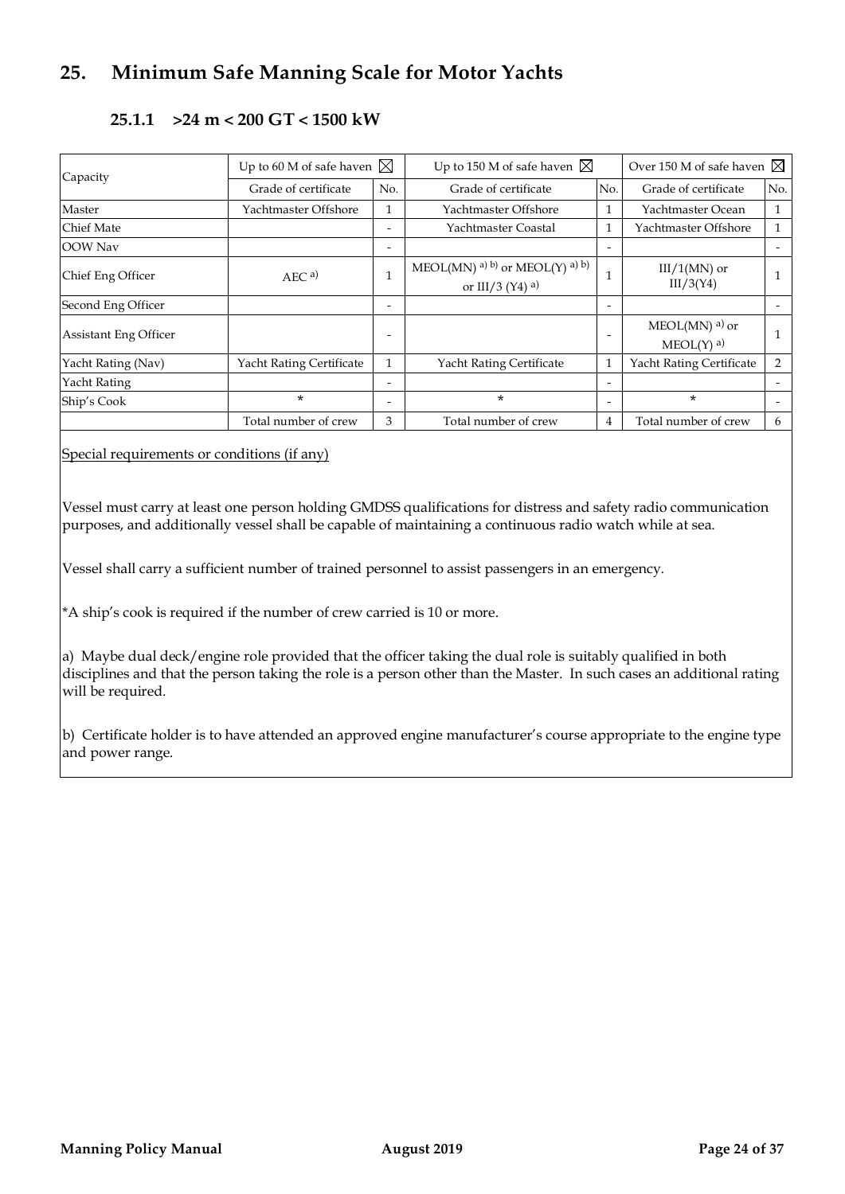# 25. Minimum Safe Manning Scale for Motor Yachts

### 25.1.1 >24 m < 200 GT < 1500 kW

| Capacity | Up to 60 M of safe haven ☒ | | Up to 150 M of safe haven ☒ | | Over 150 M of safe haven ☒ | |
|---|---|---|---|---|---|---|
| | Grade of certificate | No. | Grade of certificate | No. | Grade of certificate | No. |
| Master | Yachtmaster Offshore | 1 | Yachtmaster Offshore | 1 | Yachtmaster Ocean | 1 |
| Chief Mate | | - | Yachtmaster Coastal | 1 | Yachtmaster Offshore | 1 |
| OOW Nav | | - | | - | | - |
| Chief Eng Officer | AEC [a)] | 1 | MEOL(MN) [a) b)] or MEOL(Y) [a) b)] or III/3 (Y4) [a)] | 1 | III/1(MN) or III/3(Y4) | 1 |
| Second Eng Officer | | - | | - | | - |
| Assistant Eng Officer | | - | | - | MEOL(MN) [a)] or MEOL(Y) [a)] | 1 |
| Yacht Rating (Nav) | Yacht Rating Certificate | 1 | Yacht Rating Certificate | 1 | Yacht Rating Certificate | 2 |
| Yacht Rating | | - | | - | | - |
| Ship's Cook | * | - | * | - | * | - |
| | Total number of crew | 3 | Total number of crew | 4 | Total number of crew | 6 |

Special requirements or conditions (if any)

Vessel must carry at least one person holding GMDSS qualifications for distress and safety radio communication purposes, and additionally vessel shall be capable of maintaining a continuous radio watch while at sea.

Vessel shall carry a sufficient number of trained personnel to assist passengers in an emergency.

*A ship's cook is required if the number of crew carried is 10 or more.

a) Maybe dual deck/engine role provided that the officer taking the dual role is suitably qualified in both disciplines and that the person taking the role is a person other than the Master. In such cases an additional rating will be required.

b) Certificate holder is to have attended an approved engine manufacturer's course appropriate to the engine type and power range.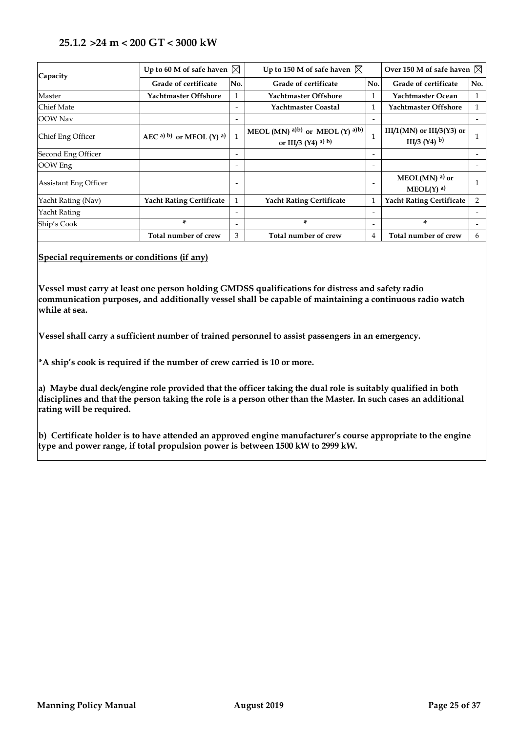### 25.1.2 >24 m < 200 GT < 3000 kW

| Capacity | Up to 60 M of safe haven ☒ | | Up to 150 M of safe haven ☒ | | Over 150 M of safe haven ☒ | |
|---|---|---|---|---|---|---|
| | **Grade of certificate** | **No.** | **Grade of certificate** | **No.** | **Grade of certificate** | **No.** |
| Master | **Yachtmaster Offshore** | 1 | **Yachtmaster Offshore** | 1 | **Yachtmaster Ocean** | 1 |
| Chief Mate | | - | **Yachtmaster Coastal** | 1 | **Yachtmaster Offshore** | 1 |
| OOW Nav | | - | | - | | - |
| Chief Eng Officer | **AEC a) b) or MEOL (Y) a)** | 1 | **MEOL (MN) a)b) or MEOL (Y) a)b) or III/3 (Y4) a) b)** | 1 | **III/1(MN) or III/3(Y3) or III/3 (Y4) b)** | 1 |
| Second Eng Officer | | - | | - | | - |
| OOW Eng | | - | | - | | - |
| Assistant Eng Officer | | - | | - | **MEOL(MN) a) or MEOL(Y) a)** | 1 |
| Yacht Rating (Nav) | **Yacht Rating Certificate** | 1 | **Yacht Rating Certificate** | 1 | **Yacht Rating Certificate** | 2 |
| Yacht Rating | | - | | - | | - |
| Ship's Cook | * | - | * | - | * | - |
| | **Total number of crew** | 3 | **Total number of crew** | 4 | **Total number of crew** | 6 |

**Special requirements or conditions (if any)**

**Vessel must carry at least one person holding GMDSS qualifications for distress and safety radio communication purposes, and additionally vessel shall be capable of maintaining a continuous radio watch while at sea.**

**Vessel shall carry a sufficient number of trained personnel to assist passengers in an emergency.**

**\*A ship's cook is required if the number of crew carried is 10 or more.**

**a) Maybe dual deck/engine role provided that the officer taking the dual role is suitably qualified in both disciplines and that the person taking the role is a person other than the Master. In such cases an additional rating will be required.**

**b) Certificate holder is to have attended an approved engine manufacturer's course appropriate to the engine type and power range, if total propulsion power is between 1500 kW to 2999 kW.**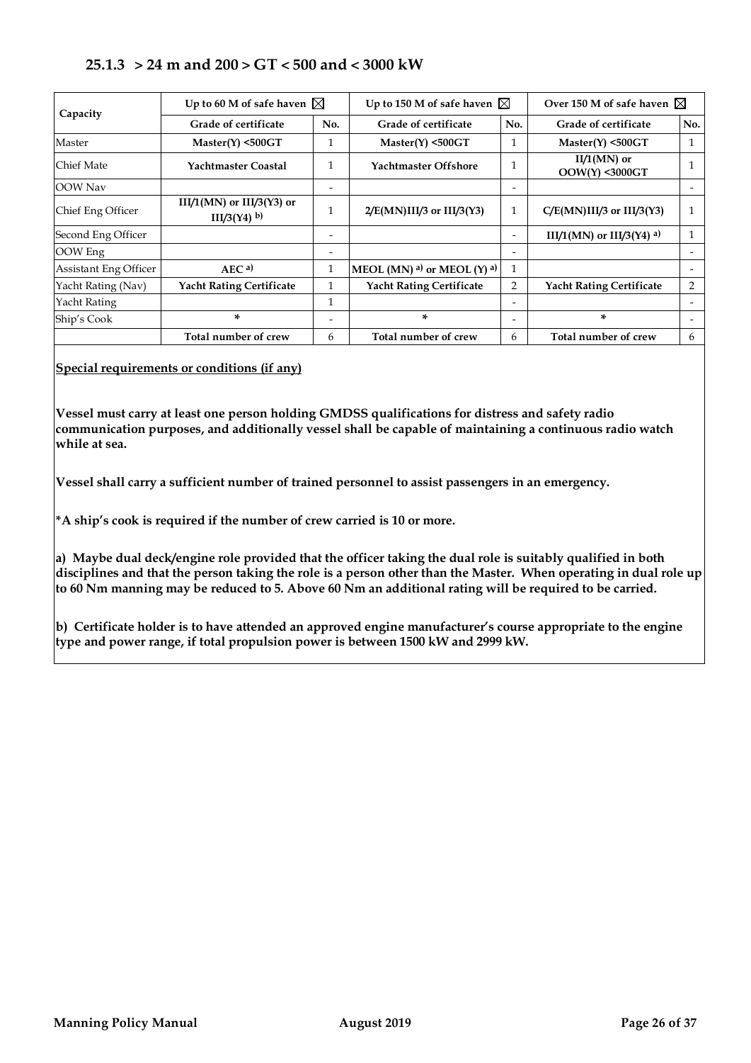### 25.1.3 > 24 m and 200 > GT < 500 and < 3000 kW

| Capacity | Up to 60 M of safe haven ☒ | | Up to 150 M of safe haven ☒ | | Over 150 M of safe haven ☒ | |
|---|---|---|---|---|---|---|
| | **Grade of certificate** | **No.** | **Grade of certificate** | **No.** | **Grade of certificate** | **No.** |
| Master | **Master(Y) <500GT** | 1 | **Master(Y) <500GT** | 1 | **Master(Y) <500GT** | 1 |
| Chief Mate | **Yachtmaster Coastal** | 1 | **Yachtmaster Offshore** | 1 | **II/1(MN) or OOW(Y) <3000GT** | 1 |
| OOW Nav | | - | | - | | - |
| Chief Eng Officer | **III/1(MN) or III/3(Y3) or III/3(Y4) b)** | 1 | **2/E(MN)III/3 or III/3(Y3)** | 1 | **C/E(MN)III/3 or III/3(Y3)** | 1 |
| Second Eng Officer | | - | | - | **III/1(MN) or III/3(Y4) a)** | 1 |
| OOW Eng | | - | | - | | - |
| Assistant Eng Officer | **AEC a)** | 1 | **MEOL (MN) a) or MEOL (Y) a)** | 1 | | - |
| Yacht Rating (Nav) | **Yacht Rating Certificate** | 1 | **Yacht Rating Certificate** | 2 | **Yacht Rating Certificate** | 2 |
| Yacht Rating | | 1 | | - | | - |
| Ship's Cook | * | - | * | - | * | - |
| | **Total number of crew** | 6 | **Total number of crew** | 6 | **Total number of crew** | 6 |

**Special requirements or conditions (if any)**

**Vessel must carry at least one person holding GMDSS qualifications for distress and safety radio communication purposes, and additionally vessel shall be capable of maintaining a continuous radio watch while at sea.**

**Vessel shall carry a sufficient number of trained personnel to assist passengers in an emergency.**

**\*A ship's cook is required if the number of crew carried is 10 or more.**

**a) Maybe dual deck/engine role provided that the officer taking the dual role is suitably qualified in both disciplines and that the person taking the role is a person other than the Master. When operating in dual role up to 60 Nm manning may be reduced to 5. Above 60 Nm an additional rating will be required to be carried.**

**b) Certificate holder is to have attended an approved engine manufacturer's course appropriate to the engine type and power range, if total propulsion power is between 1500 kW and 2999 kW.**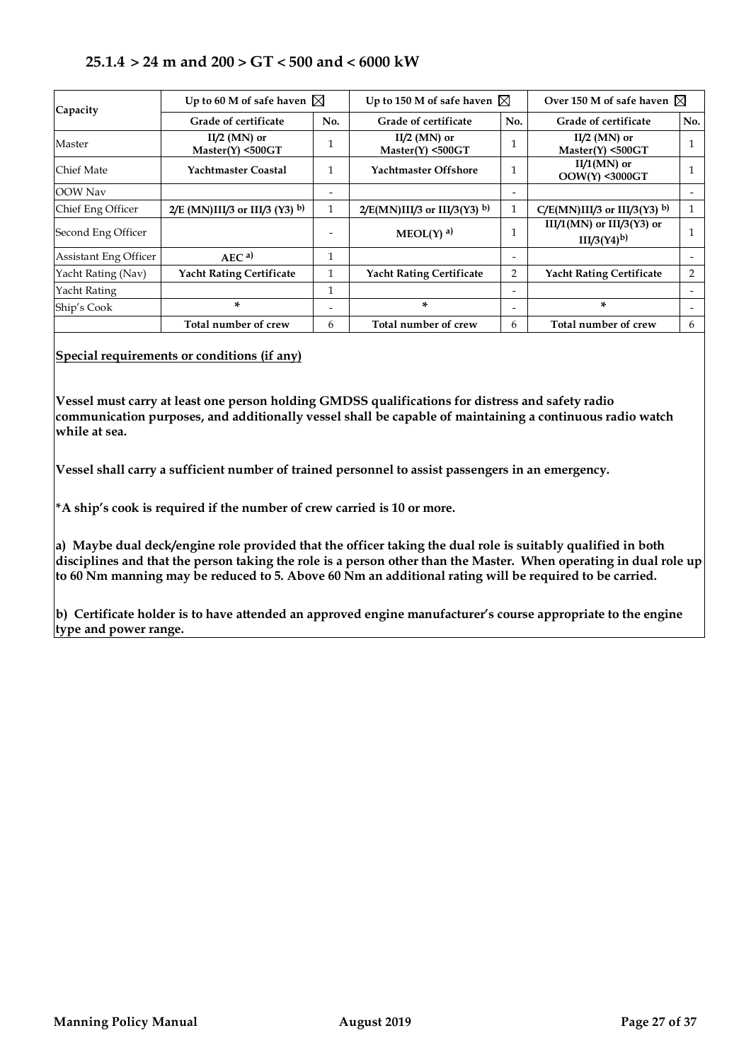### 25.1.4 > 24 m and 200 > GT < 500 and < 6000 kW

| Capacity | Up to 60 M of safe haven ☒ | | Up to 150 M of safe haven ☒ | | Over 150 M of safe haven ☒ | |
|---|---|---|---|---|---|---|
| | **Grade of certificate** | **No.** | **Grade of certificate** | **No.** | **Grade of certificate** | **No.** |
| Master | **II/2 (MN) or Master(Y) <500GT** | 1 | **II/2 (MN) or Master(Y) <500GT** | 1 | **II/2 (MN) or Master(Y) <500GT** | 1 |
| Chief Mate | **Yachtmaster Coastal** | 1 | **Yachtmaster Offshore** | 1 | **II/1(MN) or OOW(Y) <3000GT** | 1 |
| OOW Nav | | - | | - | | - |
| Chief Eng Officer | **2/E (MN)III/3 or III/3 (Y3) b)** | 1 | **2/E(MN)III/3 or III/3(Y3) b)** | 1 | **C/E(MN)III/3 or III/3(Y3) b)** | 1 |
| Second Eng Officer | | - | **MEOL(Y) a)** | 1 | **III/1(MN) or III/3(Y3) or III/3(Y4) b)** | 1 |
| Assistant Eng Officer | **AEC a)** | 1 | | - | | - |
| Yacht Rating (Nav) | **Yacht Rating Certificate** | 1 | **Yacht Rating Certificate** | 2 | **Yacht Rating Certificate** | 2 |
| Yacht Rating | | 1 | | - | | - |
| Ship's Cook | * | - | * | - | * | - |
| | **Total number of crew** | 6 | **Total number of crew** | 6 | **Total number of crew** | 6 |

**Special requirements or conditions (if any)**

**Vessel must carry at least one person holding GMDSS qualifications for distress and safety radio communication purposes, and additionally vessel shall be capable of maintaining a continuous radio watch while at sea.**

**Vessel shall carry a sufficient number of trained personnel to assist passengers in an emergency.**

**\*A ship's cook is required if the number of crew carried is 10 or more.**

**a) Maybe dual deck/engine role provided that the officer taking the dual role is suitably qualified in both disciplines and that the person taking the role is a person other than the Master. When operating in dual role up to 60 Nm manning may be reduced to 5. Above 60 Nm an additional rating will be required to be carried.**

**b) Certificate holder is to have attended an approved engine manufacturer's course appropriate to the engine type and power range.**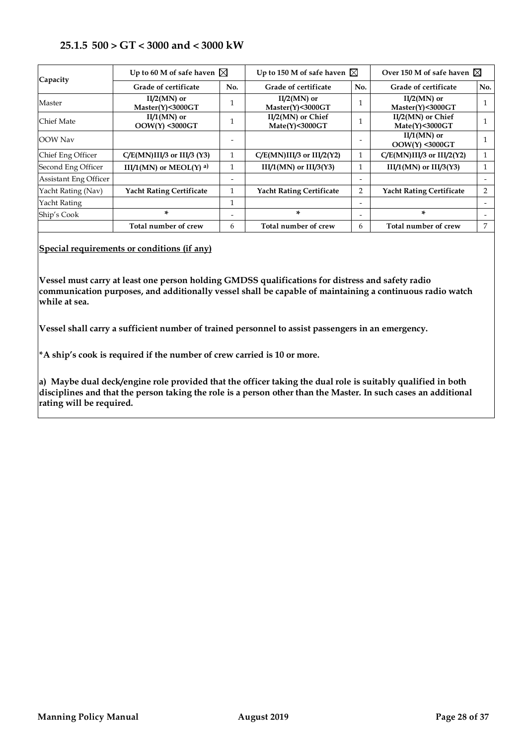### 25.1.5 500 > GT < 3000 and < 3000 kW

| Capacity | Up to 60 M of safe haven ☒ | | Up to 150 M of safe haven ☒ | | Over 150 M of safe haven ☒ | |
|---|---|---|---|---|---|---|
| | **Grade of certificate** | **No.** | **Grade of certificate** | **No.** | **Grade of certificate** | **No.** |
| Master | **II/2(MN) or Master(Y)<3000GT** | 1 | **II/2(MN) or Master(Y)<3000GT** | 1 | **II/2(MN) or Master(Y)<3000GT** | 1 |
| Chief Mate | **II/1(MN) or OOW(Y) <3000GT** | 1 | **II/2(MN) or Chief Mate(Y)<3000GT** | 1 | **II/2(MN) or Chief Mate(Y)<3000GT** | 1 |
| OOW Nav | | - | | - | **II/1(MN) or OOW(Y) <3000GT** | 1 |
| Chief Eng Officer | **C/E(MN)III/3 or III/3 (Y3)** | 1 | **C/E(MN)III/3 or III/2(Y2)** | 1 | **C/E(MN)III/3 or III/2(Y2)** | 1 |
| Second Eng Officer | **III/1(MN) or MEOL(Y) a)** | 1 | **III/1(MN) or III/3(Y3)** | 1 | **III/1(MN) or III/3(Y3)** | 1 |
| Assistant Eng Officer | | - | | - | | - |
| Yacht Rating (Nav) | **Yacht Rating Certificate** | 1 | **Yacht Rating Certificate** | 2 | **Yacht Rating Certificate** | 2 |
| Yacht Rating | | 1 | | - | | - |
| Ship's Cook | * | - | * | - | * | - |
| | **Total number of crew** | 6 | **Total number of crew** | 6 | **Total number of crew** | 7 |

**Special requirements or conditions (if any)**

**Vessel must carry at least one person holding GMDSS qualifications for distress and safety radio communication purposes, and additionally vessel shall be capable of maintaining a continuous radio watch while at sea.**

**Vessel shall carry a sufficient number of trained personnel to assist passengers in an emergency.**

**\*A ship's cook is required if the number of crew carried is 10 or more.**

**a) Maybe dual deck/engine role provided that the officer taking the dual role is suitably qualified in both disciplines and that the person taking the role is a person other than the Master. In such cases an additional rating will be required.**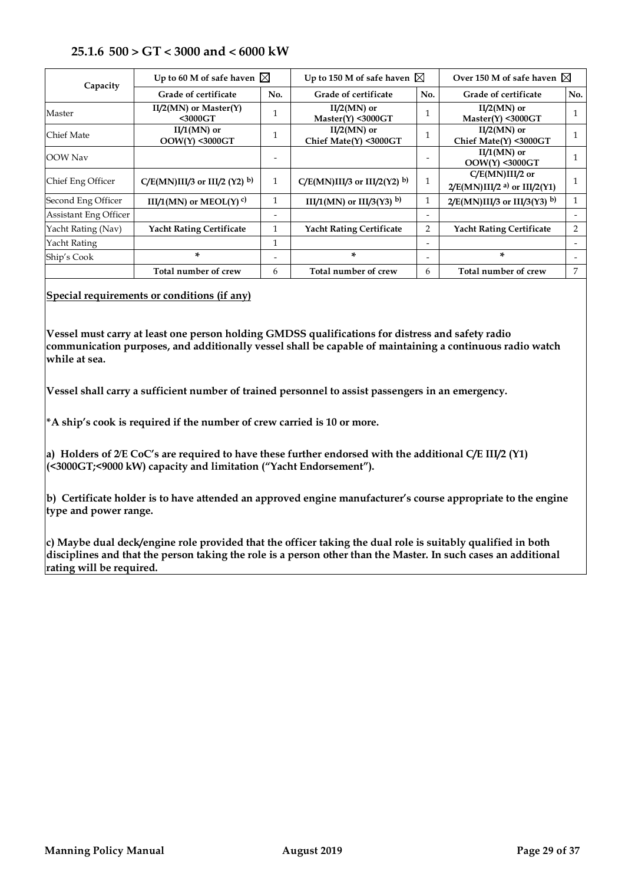### 25.1.6 500 > GT < 3000 and < 6000 kW

| Capacity | Up to 60 M of safe haven ☒ | | Up to 150 M of safe haven ☒ | | Over 150 M of safe haven ☒ | |
|---|---|---|---|---|---|---|
| | **Grade of certificate** | **No.** | **Grade of certificate** | **No.** | **Grade of certificate** | **No.** |
| Master | **II/2(MN) or Master(Y) <3000GT** | 1 | **II/2(MN) or Master(Y) <3000GT** | 1 | **II/2(MN) or Master(Y) <3000GT** | 1 |
| Chief Mate | **II/1(MN) or OOW(Y) <3000GT** | 1 | **II/2(MN) or Chief Mate(Y) <3000GT** | 1 | **II/2(MN) or Chief Mate(Y) <3000GT** | 1 |
| OOW Nav | | - | | - | **II/1(MN) or OOW(Y) <3000GT** | 1 |
| Chief Eng Officer | **C/E(MN)III/3 or III/2 (Y2) b)** | 1 | **C/E(MN)III/3 or III/2(Y2) b)** | 1 | **C/E(MN)III/2 or 2/E(MN)III/2 a) or III/2(Y1)** | 1 |
| Second Eng Officer | **III/1(MN) or MEOL(Y) c)** | 1 | **III/1(MN) or III/3(Y3) b)** | 1 | **2/E(MN)III/3 or III/3(Y3) b)** | 1 |
| Assistant Eng Officer | | - | | - | | - |
| Yacht Rating (Nav) | **Yacht Rating Certificate** | 1 | **Yacht Rating Certificate** | 2 | **Yacht Rating Certificate** | 2 |
| Yacht Rating | | 1 | | - | | - |
| Ship's Cook | * | - | * | - | * | - |
| | **Total number of crew** | 6 | **Total number of crew** | 6 | **Total number of crew** | 7 |

**Special requirements or conditions (if any)**

**Vessel must carry at least one person holding GMDSS qualifications for distress and safety radio communication purposes, and additionally vessel shall be capable of maintaining a continuous radio watch while at sea.**

**Vessel shall carry a sufficient number of trained personnel to assist passengers in an emergency.**

***A ship's cook is required if the number of crew carried is 10 or more.**

**a) Holders of 2/E CoC's are required to have these further endorsed with the additional C/E III/2 (Y1) (<3000GT;<9000 kW) capacity and limitation ("Yacht Endorsement").**

**b) Certificate holder is to have attended an approved engine manufacturer's course appropriate to the engine type and power range.**

**c) Maybe dual deck/engine role provided that the officer taking the dual role is suitably qualified in both disciplines and that the person taking the role is a person other than the Master. In such cases an additional rating will be required.**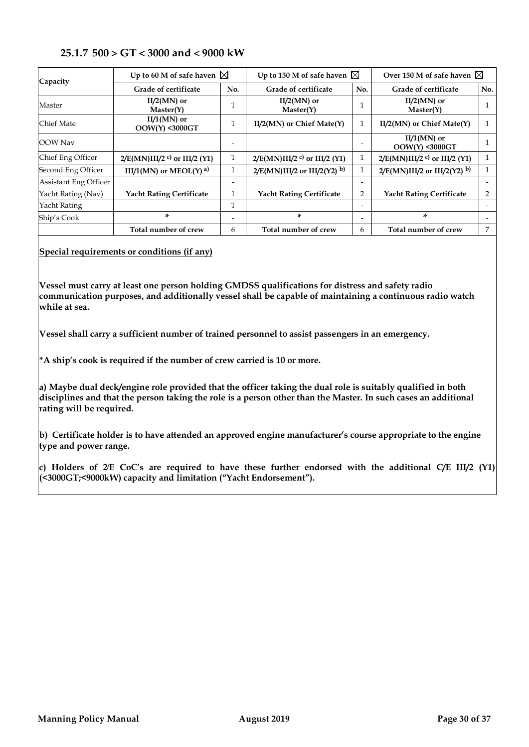### 25.1.7 500 > GT < 3000 and < 9000 kW

| Capacity | Up to 60 M of safe haven ☒ | | Up to 150 M of safe haven ☒ | | Over 150 M of safe haven ☒ | |
|---|---|---|---|---|---|---|
| | **Grade of certificate** | **No.** | **Grade of certificate** | **No.** | **Grade of certificate** | **No.** |
| Master | **II/2(MN) or Master(Y)** | 1 | **II/2(MN) or Master(Y)** | 1 | **II/2(MN) or Master(Y)** | 1 |
| Chief Mate | **II/1(MN) or OOW(Y) <3000GT** | 1 | **II/2(MN) or Chief Mate(Y)** | 1 | **II/2(MN) or Chief Mate(Y)** | 1 |
| OOW Nav | | - | | - | **II/1(MN) or OOW(Y) <3000GT** | 1 |
| Chief Eng Officer | **2/E(MN)III/2 [c] or III/2 (Y1)** | 1 | **2/E(MN)III/2 [c] or III/2 (Y1)** | 1 | **2/E(MN)III/2 [c] or III/2 (Y1)** | 1 |
| Second Eng Officer | **III/1(MN) or MEOL(Y) [a]** | 1 | **2/E(MN)III/2 or III/2(Y2) [b]** | 1 | **2/E(MN)III/2 or III/2(Y2) [b]** | 1 |
| Assistant Eng Officer | | - | | - | | - |
| Yacht Rating (Nav) | **Yacht Rating Certificate** | 1 | **Yacht Rating Certificate** | 2 | **Yacht Rating Certificate** | 2 |
| Yacht Rating | | 1 | | - | | - |
| Ship's Cook | * | - | * | - | * | - |
| | **Total number of crew** | 6 | **Total number of crew** | 6 | **Total number of crew** | 7 |

**Special requirements or conditions (if any)**

**Vessel must carry at least one person holding GMDSS qualifications for distress and safety radio communication purposes, and additionally vessel shall be capable of maintaining a continuous radio watch while at sea.**

**Vessel shall carry a sufficient number of trained personnel to assist passengers in an emergency.**

**\*A ship's cook is required if the number of crew carried is 10 or more.**

**a) Maybe dual deck/engine role provided that the officer taking the dual role is suitably qualified in both disciplines and that the person taking the role is a person other than the Master. In such cases an additional rating will be required.**

**b) Certificate holder is to have attended an approved engine manufacturer's course appropriate to the engine type and power range.**

**c) Holders of 2/E CoC's are required to have these further endorsed with the additional C/E III/2 (Y1) (<3000GT;<9000kW) capacity and limitation ("Yacht Endorsement").**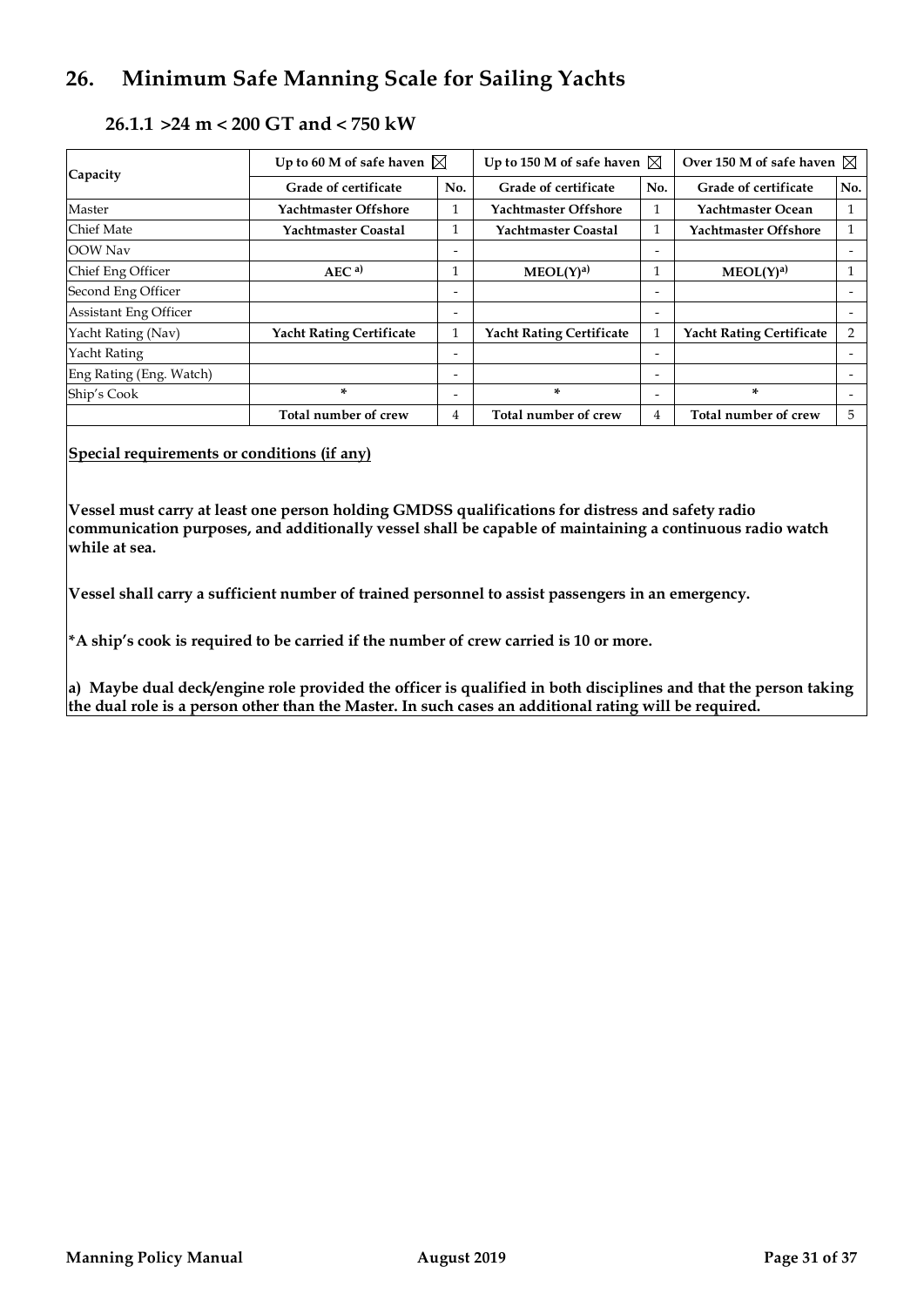## 26. Minimum Safe Manning Scale for Sailing Yachts

### 26.1.1 >24 m < 200 GT and < 750 kW

| Capacity | Up to 60 M of safe haven ☒ | | Up to 150 M of safe haven ☒ | | Over 150 M of safe haven ☒ | |
|---|---|---|---|---|---|---|
| | **Grade of certificate** | **No.** | **Grade of certificate** | **No.** | **Grade of certificate** | **No.** |
| Master | **Yachtmaster Offshore** | 1 | **Yachtmaster Offshore** | 1 | **Yachtmaster Ocean** | 1 |
| Chief Mate | **Yachtmaster Coastal** | 1 | **Yachtmaster Coastal** | 1 | **Yachtmaster Offshore** | 1 |
| OOW Nav | | - | | - | | - |
| Chief Eng Officer | **AEC [a)]** | 1 | **MEOL(Y)[a)]** | 1 | **MEOL(Y)[a)]** | 1 |
| Second Eng Officer | | - | | - | | - |
| Assistant Eng Officer | | - | | - | | - |
| Yacht Rating (Nav) | **Yacht Rating Certificate** | 1 | **Yacht Rating Certificate** | 1 | **Yacht Rating Certificate** | 2 |
| Yacht Rating | | - | | - | | - |
| Eng Rating (Eng. Watch) | | - | | - | | - |
| Ship's Cook | * | - | * | - | * | - |
| | **Total number of crew** | 4 | **Total number of crew** | 4 | **Total number of crew** | 5 |

**Special requirements or conditions (if any)**

**Vessel must carry at least one person holding GMDSS qualifications for distress and safety radio communication purposes, and additionally vessel shall be capable of maintaining a continuous radio watch while at sea.**

**Vessel shall carry a sufficient number of trained personnel to assist passengers in an emergency.**

***A ship's cook is required to be carried if the number of crew carried is 10 or more.**

**a) Maybe dual deck/engine role provided the officer is qualified in both disciplines and that the person taking the dual role is a person other than the Master. In such cases an additional rating will be required.**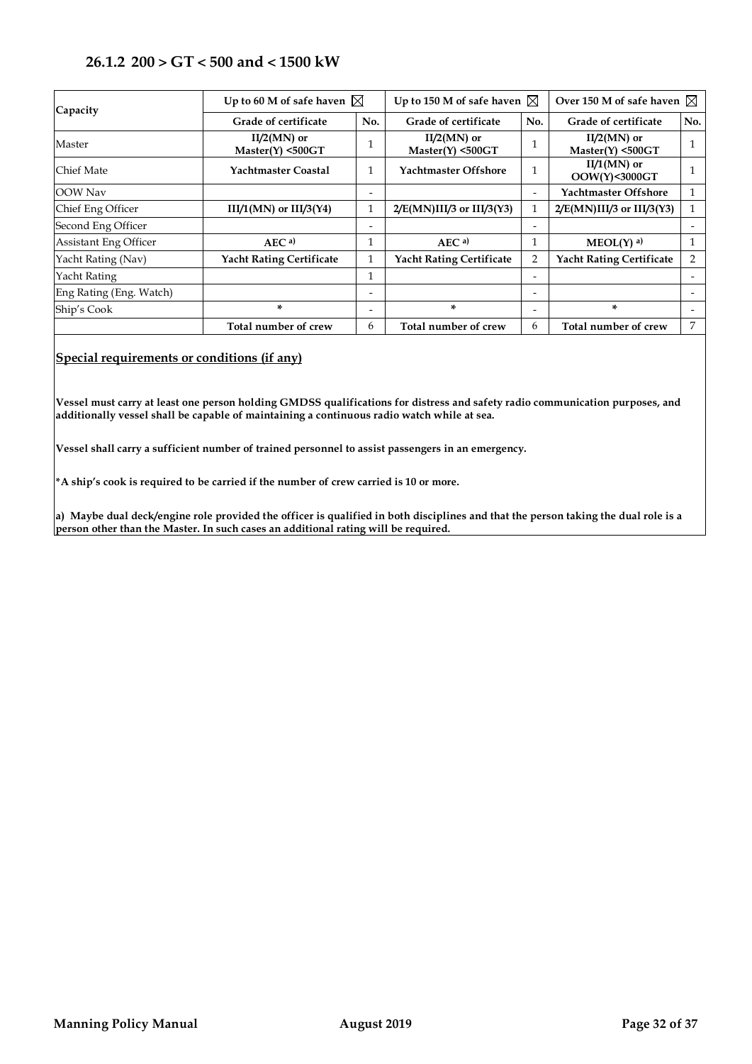### 26.1.2 200 > GT < 500 and < 1500 kW

| Capacity | Up to 60 M of safe haven ☒ | | Up to 150 M of safe haven ☒ | | Over 150 M of safe haven ☒ | |
|---|---|---|---|---|---|---|
| | Grade of certificate | No. | Grade of certificate | No. | Grade of certificate | No. |
| Master | **II/2(MN) or Master(Y) <500GT** | 1 | **II/2(MN) or Master(Y) <500GT** | 1 | **II/2(MN) or Master(Y) <500GT** | 1 |
| Chief Mate | **Yachtmaster Coastal** | 1 | **Yachtmaster Offshore** | 1 | **II/1(MN) or OOW(Y)<3000GT** | 1 |
| OOW Nav | | - | | - | **Yachtmaster Offshore** | 1 |
| Chief Eng Officer | **III/1(MN) or III/3(Y4)** | 1 | **2/E(MN)III/3 or III/3(Y3)** | 1 | **2/E(MN)III/3 or III/3(Y3)** | 1 |
| Second Eng Officer | | - | | - | | - |
| Assistant Eng Officer | **AEC a)** | 1 | **AEC a)** | 1 | **MEOL(Y) a)** | 1 |
| Yacht Rating (Nav) | **Yacht Rating Certificate** | 1 | **Yacht Rating Certificate** | 2 | **Yacht Rating Certificate** | 2 |
| Yacht Rating | | 1 | | - | | - |
| Eng Rating (Eng. Watch) | | - | | - | | - |
| Ship's Cook | * | - | * | - | * | - |
| | **Total number of crew** | 6 | **Total number of crew** | 6 | **Total number of crew** | 7 |

**Special requirements or conditions (if any)**

**Vessel must carry at least one person holding GMDSS qualifications for distress and safety radio communication purposes, and additionally vessel shall be capable of maintaining a continuous radio watch while at sea.**

**Vessel shall carry a sufficient number of trained personnel to assist passengers in an emergency.**

**\*A ship's cook is required to be carried if the number of crew carried is 10 or more.**

**a) Maybe dual deck/engine role provided the officer is qualified in both disciplines and that the person taking the dual role is a person other than the Master. In such cases an additional rating will be required.**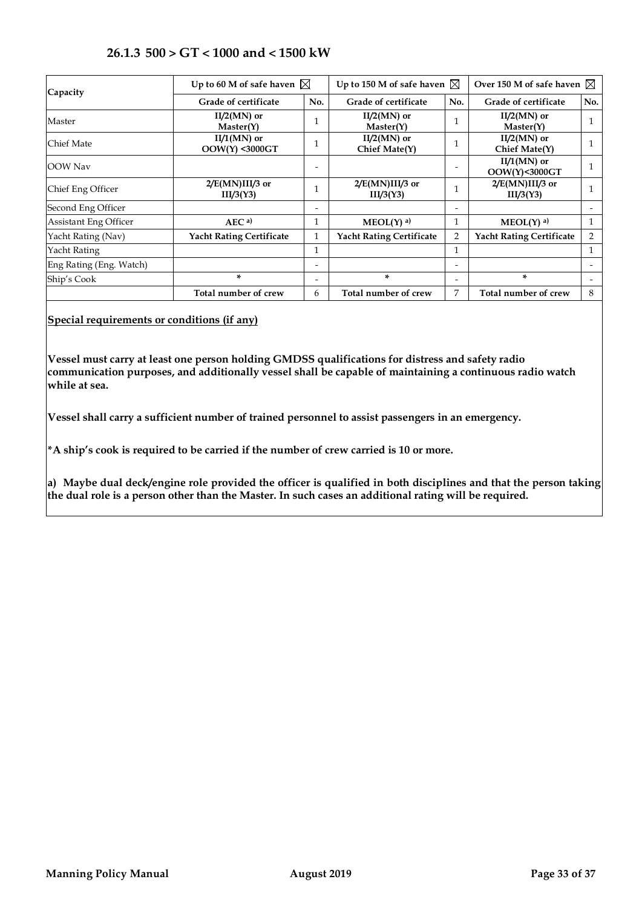### 26.1.3 500 > GT < 1000 and < 1500 kW

| Capacity | Up to 60 M of safe haven ☒ | | Up to 150 M of safe haven ☒ | | Over 150 M of safe haven ☒ | |
|---|---|---|---|---|---|---|
| | **Grade of certificate** | **No.** | **Grade of certificate** | **No.** | **Grade of certificate** | **No.** |
| Master | **II/2(MN) or Master(Y)** | 1 | **II/2(MN) or Master(Y)** | 1 | **II/2(MN) or Master(Y)** | 1 |
| Chief Mate | **II/1(MN) or OOW(Y) <3000GT** | 1 | **II/2(MN) or Chief Mate(Y)** | 1 | **II/2(MN) or Chief Mate(Y)** | 1 |
| OOW Nav | | - | | - | **II/1(MN) or OOW(Y)<3000GT** | 1 |
| Chief Eng Officer | **2/E(MN)III/3 or III/3(Y3)** | 1 | **2/E(MN)III/3 or III/3(Y3)** | 1 | **2/E(MN)III/3 or III/3(Y3)** | 1 |
| Second Eng Officer | | - | | - | | - |
| Assistant Eng Officer | **AEC a)** | 1 | **MEOL(Y) a)** | 1 | **MEOL(Y) a)** | 1 |
| Yacht Rating (Nav) | **Yacht Rating Certificate** | 1 | **Yacht Rating Certificate** | 2 | **Yacht Rating Certificate** | 2 |
| Yacht Rating | | 1 | | 1 | | 1 |
| Eng Rating (Eng. Watch) | | - | | - | | - |
| Ship's Cook | * | - | * | - | * | - |
| | **Total number of crew** | 6 | **Total number of crew** | 7 | **Total number of crew** | 8 |

**Special requirements or conditions (if any)**

**Vessel must carry at least one person holding GMDSS qualifications for distress and safety radio communication purposes, and additionally vessel shall be capable of maintaining a continuous radio watch while at sea.**

**Vessel shall carry a sufficient number of trained personnel to assist passengers in an emergency.**

**\*A ship's cook is required to be carried if the number of crew carried is 10 or more.**

**a) Maybe dual deck/engine role provided the officer is qualified in both disciplines and that the person taking the dual role is a person other than the Master. In such cases an additional rating will be required.**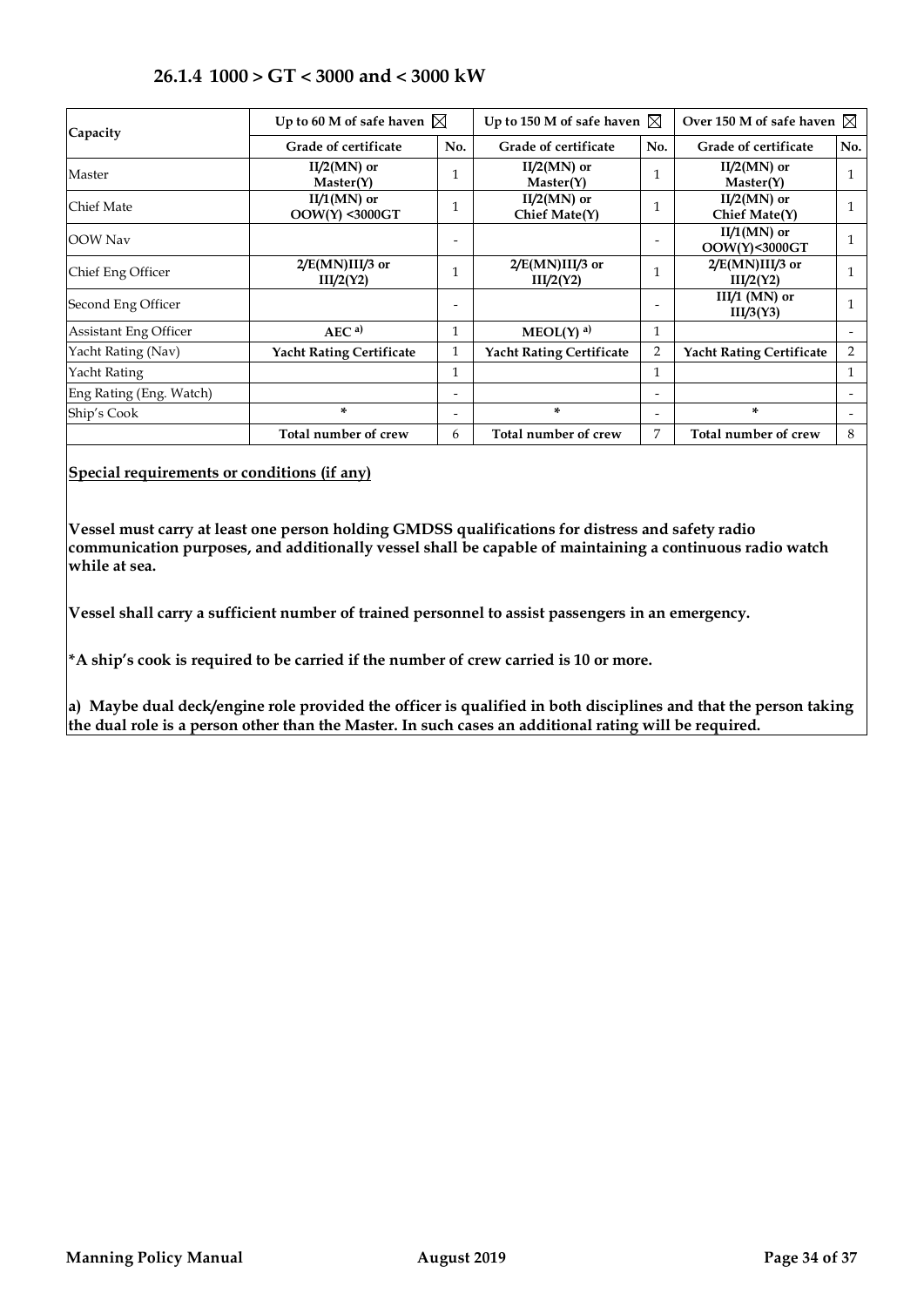### 26.1.4 1000 > GT < 3000 and < 3000 kW

| Capacity | Up to 60 M of safe haven ☒ | | Up to 150 M of safe haven ☒ | | Over 150 M of safe haven ☒ | |
|---|---|---|---|---|---|---|
| | **Grade of certificate** | **No.** | **Grade of certificate** | **No.** | **Grade of certificate** | **No.** |
| Master | **II/2(MN) or Master(Y)** | 1 | **II/2(MN) or Master(Y)** | 1 | **II/2(MN) or Master(Y)** | 1 |
| Chief Mate | **II/1(MN) or OOW(Y) <3000GT** | 1 | **II/2(MN) or Chief Mate(Y)** | 1 | **II/2(MN) or Chief Mate(Y)** | 1 |
| OOW Nav | | - | | - | **II/1(MN) or OOW(Y)<3000GT** | 1 |
| Chief Eng Officer | **2/E(MN)III/3 or III/2(Y2)** | 1 | **2/E(MN)III/3 or III/2(Y2)** | 1 | **2/E(MN)III/3 or III/2(Y2)** | 1 |
| Second Eng Officer | | - | | - | **III/1 (MN) or III/3(Y3)** | 1 |
| Assistant Eng Officer | **AEC a)** | 1 | **MEOL(Y) a)** | 1 | | - |
| Yacht Rating (Nav) | **Yacht Rating Certificate** | 1 | **Yacht Rating Certificate** | 2 | **Yacht Rating Certificate** | 2 |
| Yacht Rating | | 1 | | 1 | | 1 |
| Eng Rating (Eng. Watch) | | - | | - | | - |
| Ship's Cook | * | - | * | - | * | - |
| | **Total number of crew** | 6 | **Total number of crew** | 7 | **Total number of crew** | 8 |

**Special requirements or conditions (if any)**

**Vessel must carry at least one person holding GMDSS qualifications for distress and safety radio communication purposes, and additionally vessel shall be capable of maintaining a continuous radio watch while at sea.**

**Vessel shall carry a sufficient number of trained personnel to assist passengers in an emergency.**

**\*A ship's cook is required to be carried if the number of crew carried is 10 or more.**

**a) Maybe dual deck/engine role provided the officer is qualified in both disciplines and that the person taking the dual role is a person other than the Master. In such cases an additional rating will be required.**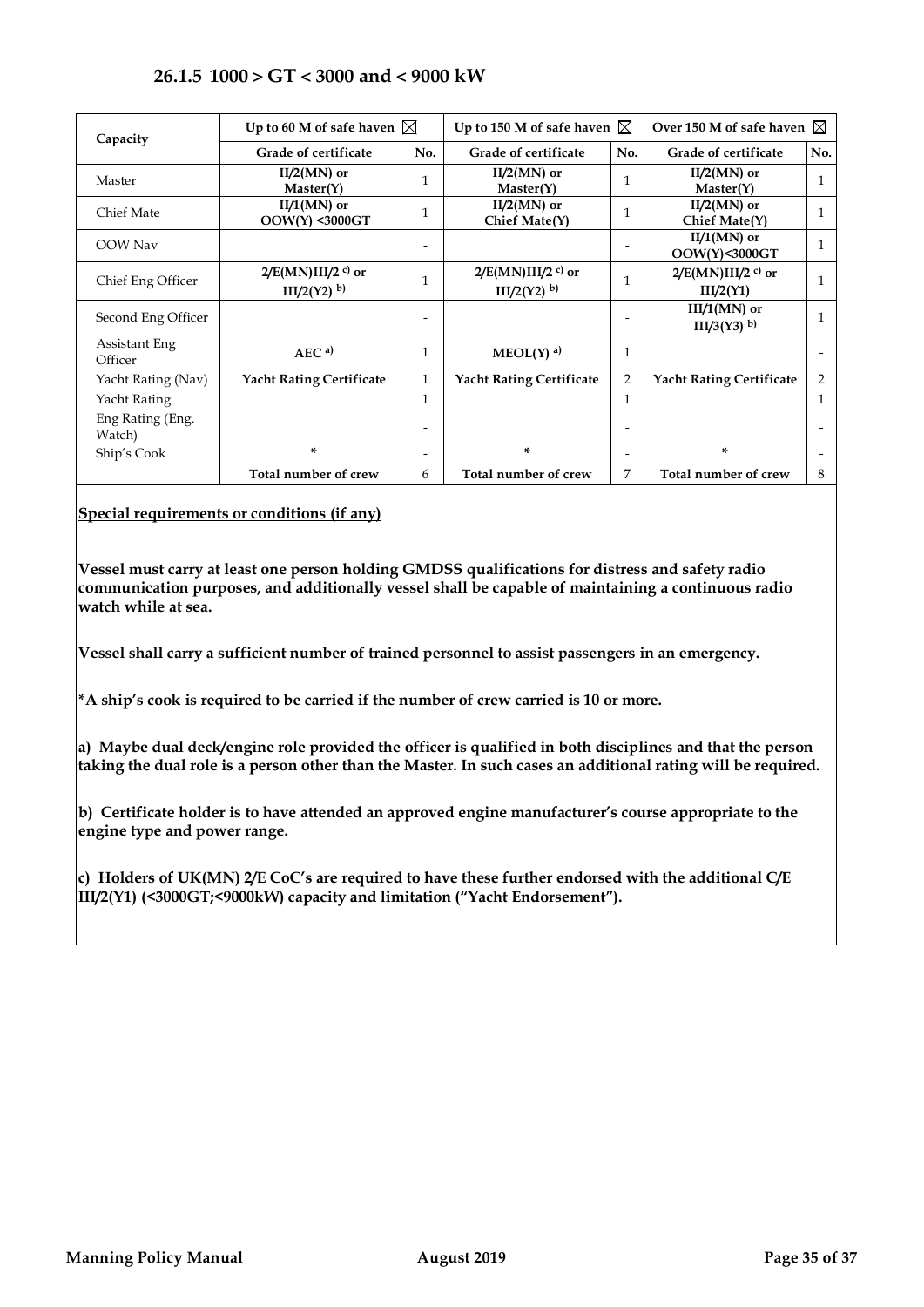### 26.1.5 1000 > GT < 3000 and < 9000 kW

| Capacity | Up to 60 M of safe haven ☒ | | Up to 150 M of safe haven ☒ | | Over 150 M of safe haven ☒ | |
|---|---|---|---|---|---|---|
| | **Grade of certificate** | **No.** | **Grade of certificate** | **No.** | **Grade of certificate** | **No.** |
| Master | **II/2(MN) or Master(Y)** | 1 | **II/2(MN) or Master(Y)** | 1 | **II/2(MN) or Master(Y)** | 1 |
| Chief Mate | **II/1(MN) or OOW(Y) <3000GT** | 1 | **II/2(MN) or Chief Mate(Y)** | 1 | **II/2(MN) or Chief Mate(Y)** | 1 |
| OOW Nav | | - | | - | **II/1(MN) or OOW(Y)<3000GT** | 1 |
| Chief Eng Officer | **2/E(MN)III/2 c) or III/2(Y2) b)** | 1 | **2/E(MN)III/2 c) or III/2(Y2) b)** | 1 | **2/E(MN)III/2 c) or III/2(Y1)** | 1 |
| Second Eng Officer | | - | | - | **III/1(MN) or III/3(Y3) b)** | 1 |
| Assistant Eng Officer | **AEC a)** | 1 | **MEOL(Y) a)** | 1 | | - |
| Yacht Rating (Nav) | **Yacht Rating Certificate** | 1 | **Yacht Rating Certificate** | 2 | **Yacht Rating Certificate** | 2 |
| Yacht Rating | | 1 | | 1 | | 1 |
| Eng Rating (Eng. Watch) | | - | | - | | - |
| Ship's Cook | * | - | * | - | * | - |
| | **Total number of crew** | 6 | **Total number of crew** | 7 | **Total number of crew** | 8 |

**Special requirements or conditions (if any)**

**Vessel must carry at least one person holding GMDSS qualifications for distress and safety radio communication purposes, and additionally vessel shall be capable of maintaining a continuous radio watch while at sea.**

**Vessel shall carry a sufficient number of trained personnel to assist passengers in an emergency.**

**\*A ship's cook is required to be carried if the number of crew carried is 10 or more.**

**a) Maybe dual deck/engine role provided the officer is qualified in both disciplines and that the person taking the dual role is a person other than the Master. In such cases an additional rating will be required.**

**b) Certificate holder is to have attended an approved engine manufacturer's course appropriate to the engine type and power range.**

**c) Holders of UK(MN) 2/E CoC's are required to have these further endorsed with the additional C/E III/2(Y1) (<3000GT;<9000kW) capacity and limitation ("Yacht Endorsement").**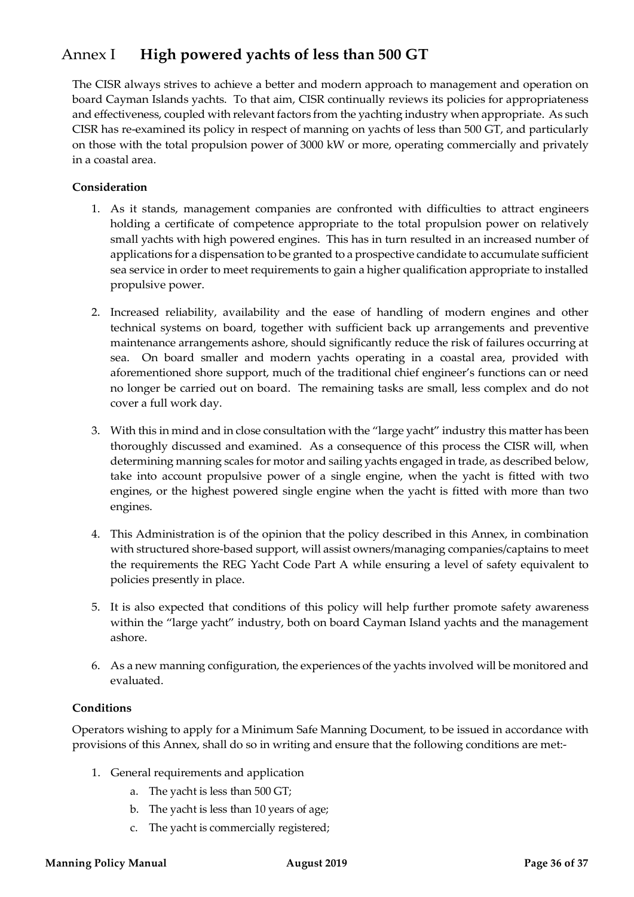# Annex I **High powered yachts of less than 500 GT**

The CISR always strives to achieve a better and modern approach to management and operation on board Cayman Islands yachts. To that aim, CISR continually reviews its policies for appropriateness and effectiveness, coupled with relevant factors from the yachting industry when appropriate. As such CISR has re-examined its policy in respect of manning on yachts of less than 500 GT, and particularly on those with the total propulsion power of 3000 kW or more, operating commercially and privately in a coastal area.

**Consideration**

1. As it stands, management companies are confronted with difficulties to attract engineers holding a certificate of competence appropriate to the total propulsion power on relatively small yachts with high powered engines. This has in turn resulted in an increased number of applications for a dispensation to be granted to a prospective candidate to accumulate sufficient sea service in order to meet requirements to gain a higher qualification appropriate to installed propulsive power.
2. Increased reliability, availability and the ease of handling of modern engines and other technical systems on board, together with sufficient back up arrangements and preventive maintenance arrangements ashore, should significantly reduce the risk of failures occurring at sea. On board smaller and modern yachts operating in a coastal area, provided with aforementioned shore support, much of the traditional chief engineer's functions can or need no longer be carried out on board. The remaining tasks are small, less complex and do not cover a full work day.
3. With this in mind and in close consultation with the "large yacht" industry this matter has been thoroughly discussed and examined. As a consequence of this process the CISR will, when determining manning scales for motor and sailing yachts engaged in trade, as described below, take into account propulsive power of a single engine, when the yacht is fitted with two engines, or the highest powered single engine when the yacht is fitted with more than two engines.
4. This Administration is of the opinion that the policy described in this Annex, in combination with structured shore-based support, will assist owners/managing companies/captains to meet the requirements the REG Yacht Code Part A while ensuring a level of safety equivalent to policies presently in place.
5. It is also expected that conditions of this policy will help further promote safety awareness within the "large yacht" industry, both on board Cayman Island yachts and the management ashore.
6. As a new manning configuration, the experiences of the yachts involved will be monitored and evaluated.

**Conditions**

Operators wishing to apply for a Minimum Safe Manning Document, to be issued in accordance with provisions of this Annex, shall do so in writing and ensure that the following conditions are met:-

1. General requirements and application
   a. The yacht is less than 500 GT;
   b. The yacht is less than 10 years of age;
   c. The yacht is commercially registered;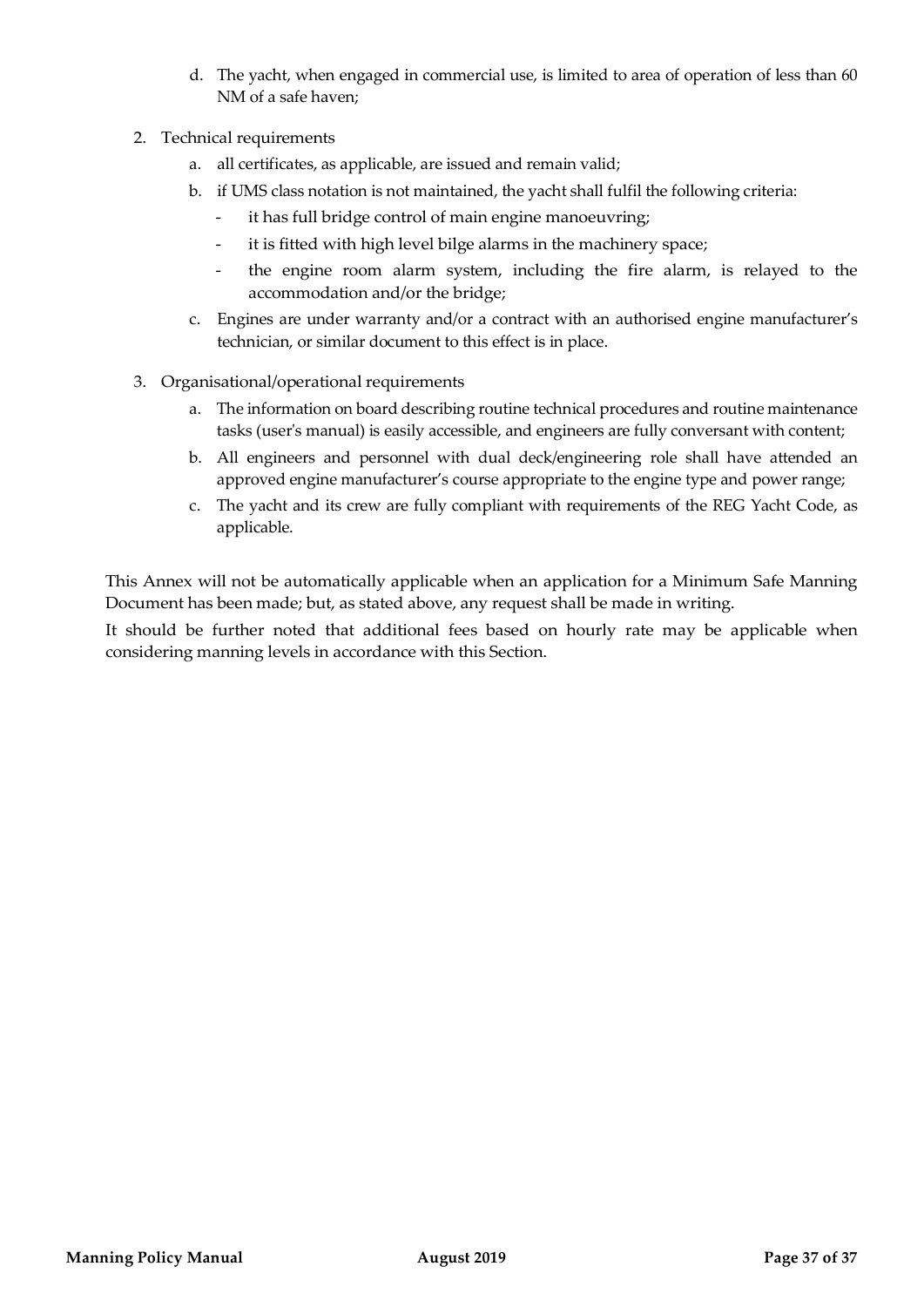d. The yacht, when engaged in commercial use, is limited to area of operation of less than 60 NM of a safe haven;

2. Technical requirements
   a. all certificates, as applicable, are issued and remain valid;
   b. if UMS class notation is not maintained, the yacht shall fulfil the following criteria:
      - it has full bridge control of main engine manoeuvring;
      - it is fitted with high level bilge alarms in the machinery space;
      - the engine room alarm system, including the fire alarm, is relayed to the accommodation and/or the bridge;
   c. Engines are under warranty and/or a contract with an authorised engine manufacturer's technician, or similar document to this effect is in place.

3. Organisational/operational requirements
   a. The information on board describing routine technical procedures and routine maintenance tasks (user's manual) is easily accessible, and engineers are fully conversant with content;
   b. All engineers and personnel with dual deck/engineering role shall have attended an approved engine manufacturer's course appropriate to the engine type and power range;
   c. The yacht and its crew are fully compliant with requirements of the REG Yacht Code, as applicable.

This Annex will not be automatically applicable when an application for a Minimum Safe Manning Document has been made; but, as stated above, any request shall be made in writing.

It should be further noted that additional fees based on hourly rate may be applicable when considering manning levels in accordance with this Section.